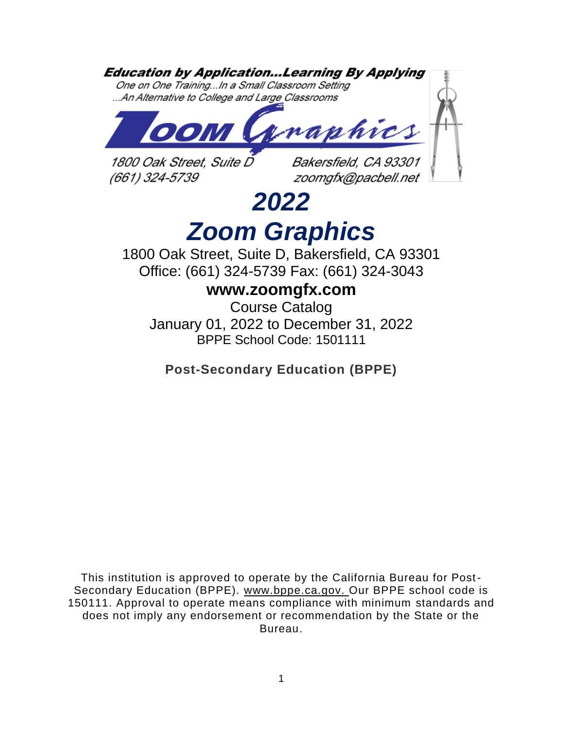**Education by Application...Learning By Applying**

*One on One Training...In a Small Classroom Setting*
*...An Alternative to College and Large Classrooms*

**Zoom Graphics**

*1800 Oak Street, Suite D* *Bakersfield, CA 93301*
*(661) 324-5739* *zoomgfx@pacbell.net*

# *2022*

# *Zoom Graphics*

1800 Oak Street, Suite D, Bakersfield, CA 93301
Office: (661) 324-5739 Fax: (661) 324-3043

## www.zoomgfx.com

Course Catalog
January 01, 2022 to December 31, 2022
BPPE School Code: 1501111

**Post-Secondary Education (BPPE)**

This institution is approved to operate by the California Bureau for Post-Secondary Education (BPPE). www.bppe.ca.gov. Our BPPE school code is 150111. Approval to operate means compliance with minimum standards and does not imply any endorsement or recommendation by the State or the Bureau.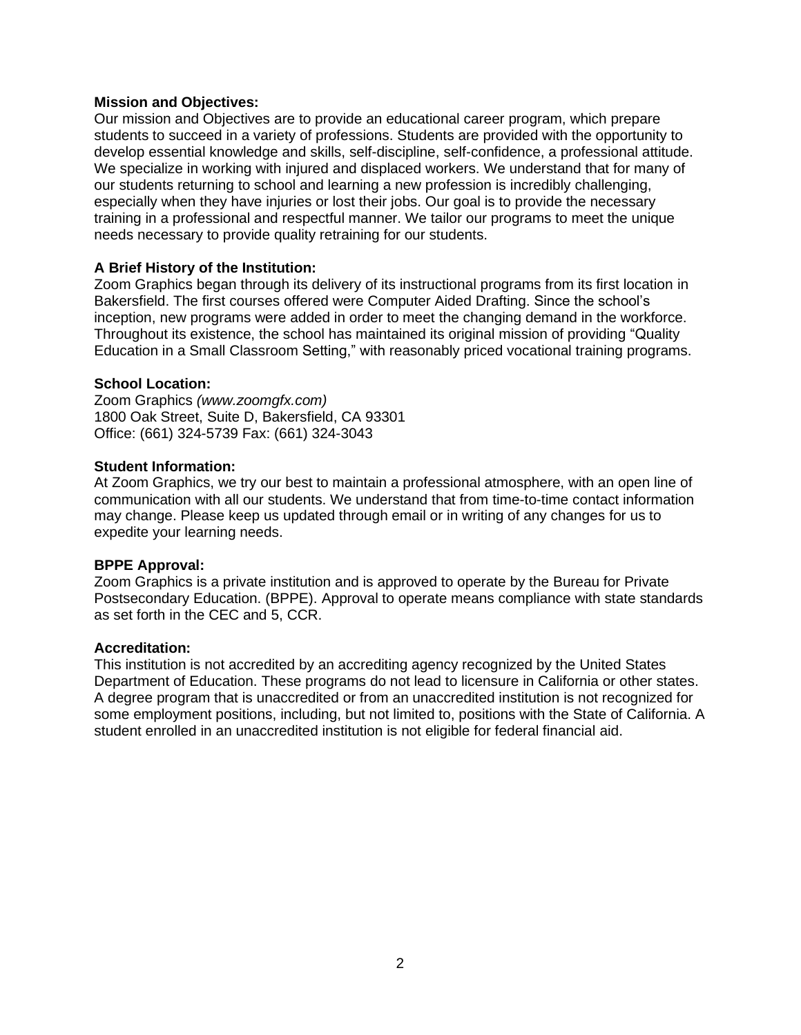**Mission and Objectives:**
Our mission and Objectives are to provide an educational career program, which prepare students to succeed in a variety of professions. Students are provided with the opportunity to develop essential knowledge and skills, self-discipline, self-confidence, a professional attitude. We specialize in working with injured and displaced workers. We understand that for many of our students returning to school and learning a new profession is incredibly challenging, especially when they have injuries or lost their jobs. Our goal is to provide the necessary training in a professional and respectful manner. We tailor our programs to meet the unique needs necessary to provide quality retraining for our students.

**A Brief History of the Institution:**
Zoom Graphics began through its delivery of its instructional programs from its first location in Bakersfield. The first courses offered were Computer Aided Drafting. Since the school's inception, new programs were added in order to meet the changing demand in the workforce. Throughout its existence, the school has maintained its original mission of providing "Quality Education in a Small Classroom Setting," with reasonably priced vocational training programs.

**School Location:**
Zoom Graphics *(www.zoomgfx.com)*
1800 Oak Street, Suite D, Bakersfield, CA 93301
Office: (661) 324-5739 Fax: (661) 324-3043

**Student Information:**
At Zoom Graphics, we try our best to maintain a professional atmosphere, with an open line of communication with all our students. We understand that from time-to-time contact information may change. Please keep us updated through email or in writing of any changes for us to expedite your learning needs.

**BPPE Approval:**
Zoom Graphics is a private institution and is approved to operate by the Bureau for Private Postsecondary Education. (BPPE). Approval to operate means compliance with state standards as set forth in the CEC and 5, CCR.

**Accreditation:**
This institution is not accredited by an accrediting agency recognized by the United States Department of Education. These programs do not lead to licensure in California or other states. A degree program that is unaccredited or from an unaccredited institution is not recognized for some employment positions, including, but not limited to, positions with the State of California. A student enrolled in an unaccredited institution is not eligible for federal financial aid.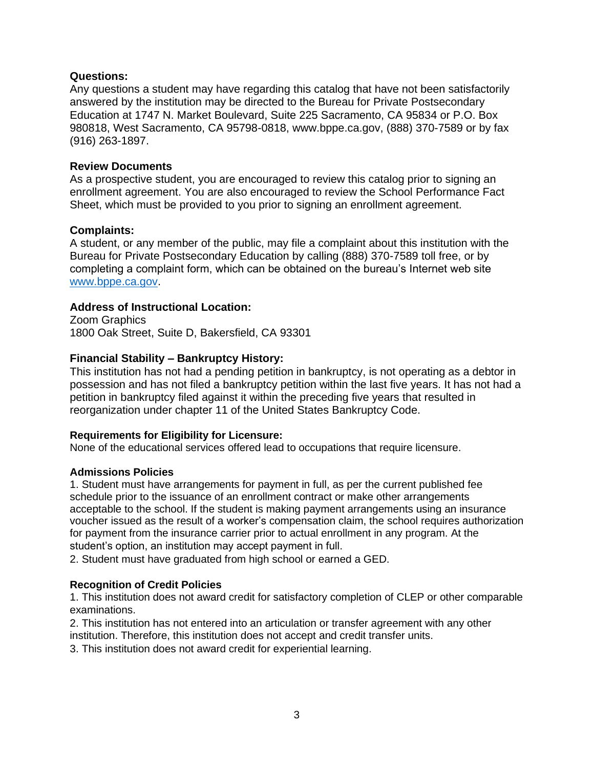**Questions:**

Any questions a student may have regarding this catalog that have not been satisfactorily answered by the institution may be directed to the Bureau for Private Postsecondary Education at 1747 N. Market Boulevard, Suite 225 Sacramento, CA 95834 or P.O. Box 980818, West Sacramento, CA 95798-0818, www.bppe.ca.gov, (888) 370-7589 or by fax (916) 263-1897.

**Review Documents**

As a prospective student, you are encouraged to review this catalog prior to signing an enrollment agreement. You are also encouraged to review the School Performance Fact Sheet, which must be provided to you prior to signing an enrollment agreement.

**Complaints:**

A student, or any member of the public, may file a complaint about this institution with the Bureau for Private Postsecondary Education by calling (888) 370-7589 toll free, or by completing a complaint form, which can be obtained on the bureau's Internet web site [www.bppe.ca.gov](http://www.bppe.ca.gov).

**Address of Instructional Location:**

Zoom Graphics
1800 Oak Street, Suite D, Bakersfield, CA 93301

**Financial Stability – Bankruptcy History:**

This institution has not had a pending petition in bankruptcy, is not operating as a debtor in possession and has not filed a bankruptcy petition within the last five years. It has not had a petition in bankruptcy filed against it within the preceding five years that resulted in reorganization under chapter 11 of the United States Bankruptcy Code.

**Requirements for Eligibility for Licensure:**

None of the educational services offered lead to occupations that require licensure.

**Admissions Policies**

1. Student must have arrangements for payment in full, as per the current published fee schedule prior to the issuance of an enrollment contract or make other arrangements acceptable to the school. If the student is making payment arrangements using an insurance voucher issued as the result of a worker's compensation claim, the school requires authorization for payment from the insurance carrier prior to actual enrollment in any program. At the student's option, an institution may accept payment in full.
2. Student must have graduated from high school or earned a GED.

**Recognition of Credit Policies**

1. This institution does not award credit for satisfactory completion of CLEP or other comparable examinations.
2. This institution has not entered into an articulation or transfer agreement with any other institution. Therefore, this institution does not accept and credit transfer units.
3. This institution does not award credit for experiential learning.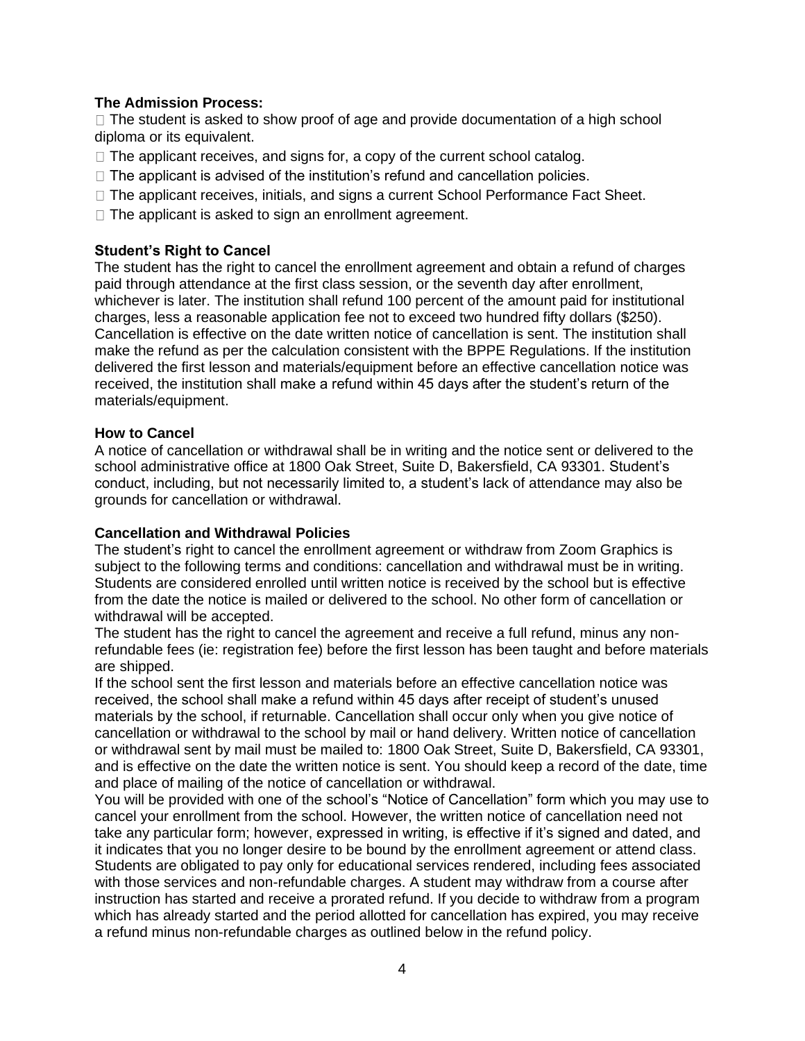**The Admission Process:**

- The student is asked to show proof of age and provide documentation of a high school diploma or its equivalent.
- The applicant receives, and signs for, a copy of the current school catalog.
- The applicant is advised of the institution's refund and cancellation policies.
- The applicant receives, initials, and signs a current School Performance Fact Sheet.
- The applicant is asked to sign an enrollment agreement.

**Student's Right to Cancel**

The student has the right to cancel the enrollment agreement and obtain a refund of charges paid through attendance at the first class session, or the seventh day after enrollment, whichever is later. The institution shall refund 100 percent of the amount paid for institutional charges, less a reasonable application fee not to exceed two hundred fifty dollars ($250). Cancellation is effective on the date written notice of cancellation is sent. The institution shall make the refund as per the calculation consistent with the BPPE Regulations. If the institution delivered the first lesson and materials/equipment before an effective cancellation notice was received, the institution shall make a refund within 45 days after the student's return of the materials/equipment.

**How to Cancel**

A notice of cancellation or withdrawal shall be in writing and the notice sent or delivered to the school administrative office at 1800 Oak Street, Suite D, Bakersfield, CA 93301. Student's conduct, including, but not necessarily limited to, a student's lack of attendance may also be grounds for cancellation or withdrawal.

**Cancellation and Withdrawal Policies**

The student's right to cancel the enrollment agreement or withdraw from Zoom Graphics is subject to the following terms and conditions: cancellation and withdrawal must be in writing. Students are considered enrolled until written notice is received by the school but is effective from the date the notice is mailed or delivered to the school. No other form of cancellation or withdrawal will be accepted.

The student has the right to cancel the agreement and receive a full refund, minus any non-refundable fees (ie: registration fee) before the first lesson has been taught and before materials are shipped.

If the school sent the first lesson and materials before an effective cancellation notice was received, the school shall make a refund within 45 days after receipt of student's unused materials by the school, if returnable. Cancellation shall occur only when you give notice of cancellation or withdrawal to the school by mail or hand delivery. Written notice of cancellation or withdrawal sent by mail must be mailed to: 1800 Oak Street, Suite D, Bakersfield, CA 93301, and is effective on the date the written notice is sent. You should keep a record of the date, time and place of mailing of the notice of cancellation or withdrawal.

You will be provided with one of the school's "Notice of Cancellation" form which you may use to cancel your enrollment from the school. However, the written notice of cancellation need not take any particular form; however, expressed in writing, is effective if it's signed and dated, and it indicates that you no longer desire to be bound by the enrollment agreement or attend class. Students are obligated to pay only for educational services rendered, including fees associated with those services and non-refundable charges. A student may withdraw from a course after instruction has started and receive a prorated refund. If you decide to withdraw from a program which has already started and the period allotted for cancellation has expired, you may receive a refund minus non-refundable charges as outlined below in the refund policy.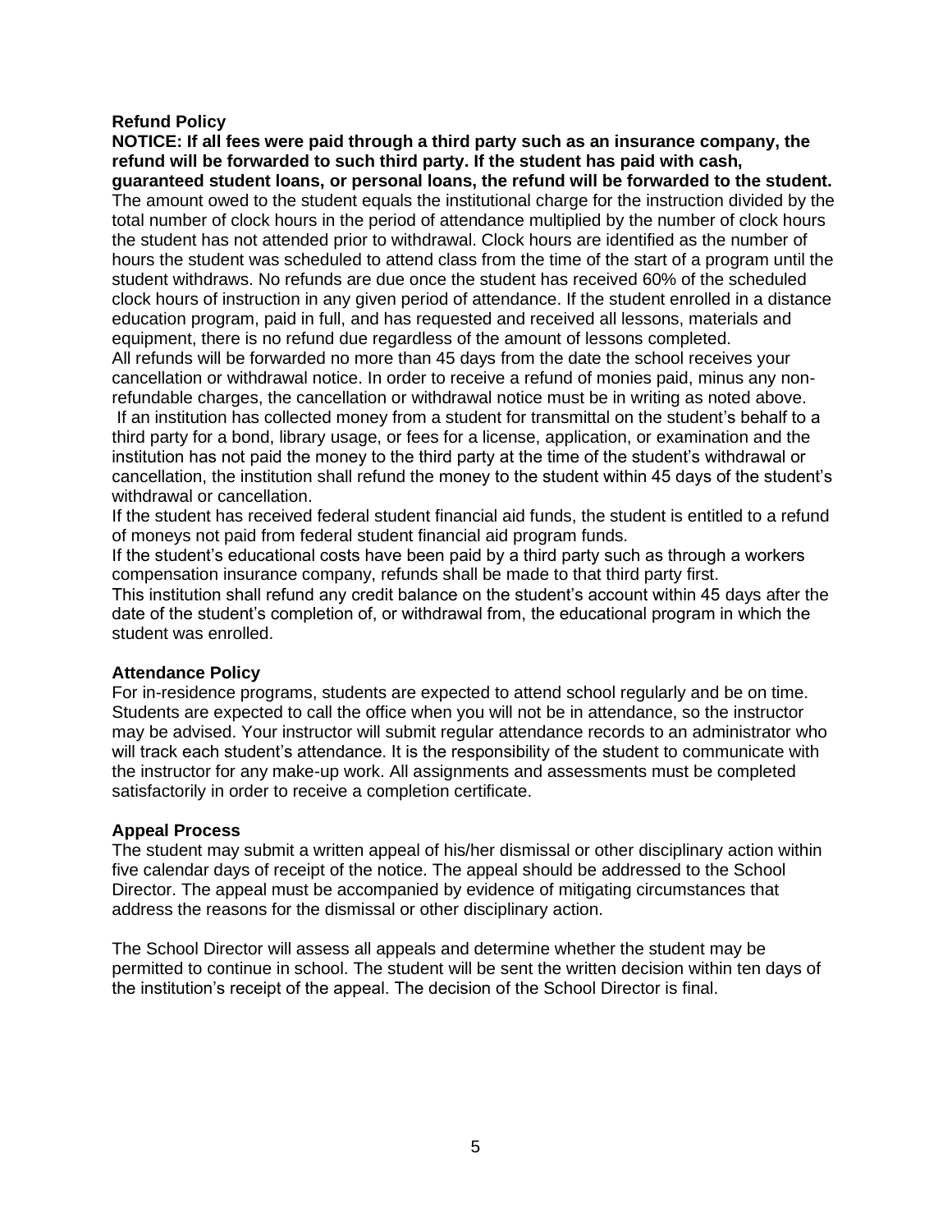**Refund Policy**

**NOTICE: If all fees were paid through a third party such as an insurance company, the refund will be forwarded to such third party. If the student has paid with cash, guaranteed student loans, or personal loans, the refund will be forwarded to the student.**

The amount owed to the student equals the institutional charge for the instruction divided by the total number of clock hours in the period of attendance multiplied by the number of clock hours the student has not attended prior to withdrawal. Clock hours are identified as the number of hours the student was scheduled to attend class from the time of the start of a program until the student withdraws. No refunds are due once the student has received 60% of the scheduled clock hours of instruction in any given period of attendance. If the student enrolled in a distance education program, paid in full, and has requested and received all lessons, materials and equipment, there is no refund due regardless of the amount of lessons completed.

All refunds will be forwarded no more than 45 days from the date the school receives your cancellation or withdrawal notice. In order to receive a refund of monies paid, minus any non-refundable charges, the cancellation or withdrawal notice must be in writing as noted above.

If an institution has collected money from a student for transmittal on the student's behalf to a third party for a bond, library usage, or fees for a license, application, or examination and the institution has not paid the money to the third party at the time of the student's withdrawal or cancellation, the institution shall refund the money to the student within 45 days of the student's withdrawal or cancellation.

If the student has received federal student financial aid funds, the student is entitled to a refund of moneys not paid from federal student financial aid program funds.

If the student's educational costs have been paid by a third party such as through a workers compensation insurance company, refunds shall be made to that third party first.

This institution shall refund any credit balance on the student's account within 45 days after the date of the student's completion of, or withdrawal from, the educational program in which the student was enrolled.

**Attendance Policy**

For in-residence programs, students are expected to attend school regularly and be on time. Students are expected to call the office when you will not be in attendance, so the instructor may be advised. Your instructor will submit regular attendance records to an administrator who will track each student's attendance. It is the responsibility of the student to communicate with the instructor for any make-up work. All assignments and assessments must be completed satisfactorily in order to receive a completion certificate.

**Appeal Process**

The student may submit a written appeal of his/her dismissal or other disciplinary action within five calendar days of receipt of the notice. The appeal should be addressed to the School Director. The appeal must be accompanied by evidence of mitigating circumstances that address the reasons for the dismissal or other disciplinary action.

The School Director will assess all appeals and determine whether the student may be permitted to continue in school. The student will be sent the written decision within ten days of the institution's receipt of the appeal. The decision of the School Director is final.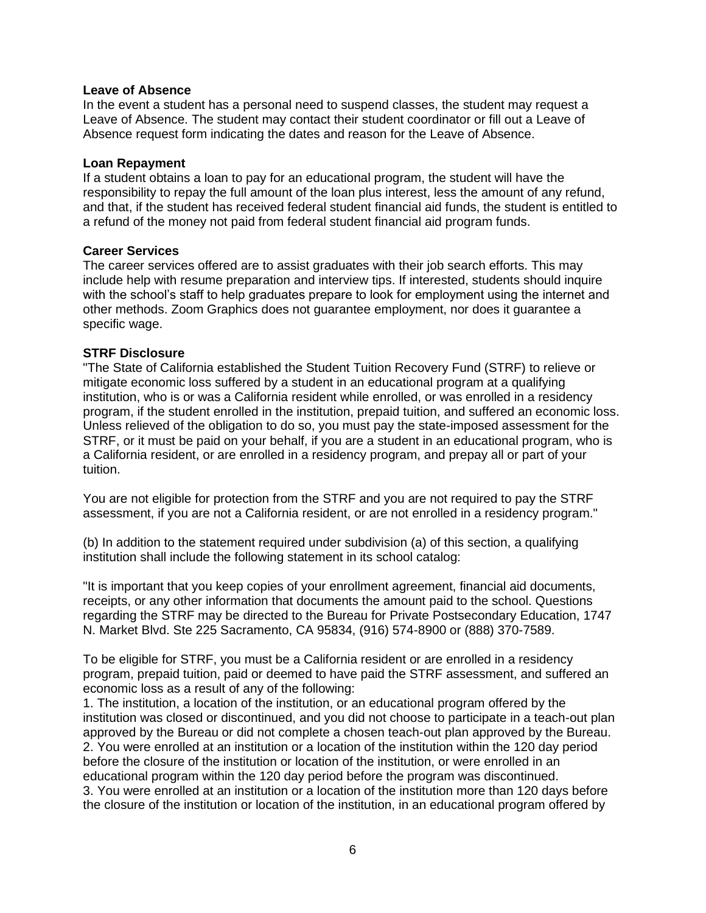**Leave of Absence**

In the event a student has a personal need to suspend classes, the student may request a Leave of Absence. The student may contact their student coordinator or fill out a Leave of Absence request form indicating the dates and reason for the Leave of Absence.

**Loan Repayment**

If a student obtains a loan to pay for an educational program, the student will have the responsibility to repay the full amount of the loan plus interest, less the amount of any refund, and that, if the student has received federal student financial aid funds, the student is entitled to a refund of the money not paid from federal student financial aid program funds.

**Career Services**

The career services offered are to assist graduates with their job search efforts. This may include help with resume preparation and interview tips. If interested, students should inquire with the school's staff to help graduates prepare to look for employment using the internet and other methods. Zoom Graphics does not guarantee employment, nor does it guarantee a specific wage.

**STRF Disclosure**

"The State of California established the Student Tuition Recovery Fund (STRF) to relieve or mitigate economic loss suffered by a student in an educational program at a qualifying institution, who is or was a California resident while enrolled, or was enrolled in a residency program, if the student enrolled in the institution, prepaid tuition, and suffered an economic loss. Unless relieved of the obligation to do so, you must pay the state-imposed assessment for the STRF, or it must be paid on your behalf, if you are a student in an educational program, who is a California resident, or are enrolled in a residency program, and prepay all or part of your tuition.

You are not eligible for protection from the STRF and you are not required to pay the STRF assessment, if you are not a California resident, or are not enrolled in a residency program."

(b) In addition to the statement required under subdivision (a) of this section, a qualifying institution shall include the following statement in its school catalog:

"It is important that you keep copies of your enrollment agreement, financial aid documents, receipts, or any other information that documents the amount paid to the school. Questions regarding the STRF may be directed to the Bureau for Private Postsecondary Education, 1747 N. Market Blvd. Ste 225 Sacramento, CA 95834, (916) 574-8900 or (888) 370-7589.

To be eligible for STRF, you must be a California resident or are enrolled in a residency program, prepaid tuition, paid or deemed to have paid the STRF assessment, and suffered an economic loss as a result of any of the following:

1. The institution, a location of the institution, or an educational program offered by the institution was closed or discontinued, and you did not choose to participate in a teach-out plan approved by the Bureau or did not complete a chosen teach-out plan approved by the Bureau.
2. You were enrolled at an institution or a location of the institution within the 120 day period before the closure of the institution or location of the institution, or were enrolled in an educational program within the 120 day period before the program was discontinued.
3. You were enrolled at an institution or a location of the institution more than 120 days before the closure of the institution or location of the institution, in an educational program offered by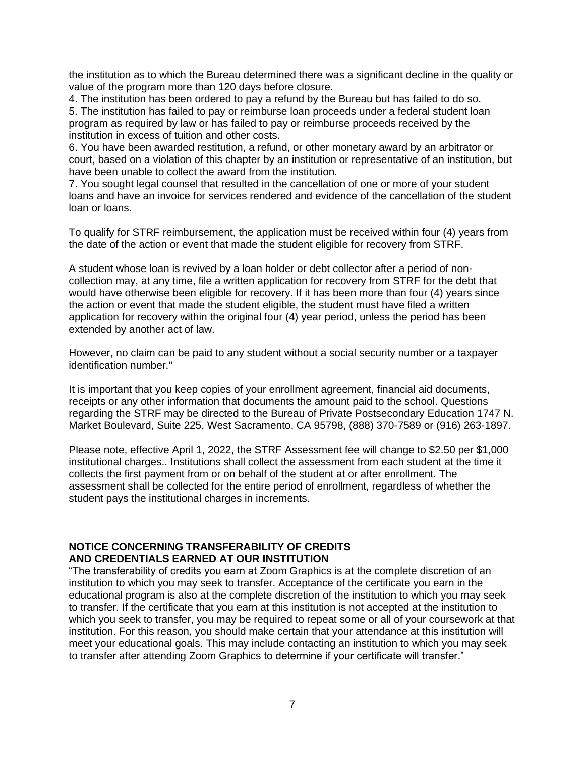the institution as to which the Bureau determined there was a significant decline in the quality or value of the program more than 120 days before closure.

4. The institution has been ordered to pay a refund by the Bureau but has failed to do so.
5. The institution has failed to pay or reimburse loan proceeds under a federal student loan program as required by law or has failed to pay or reimburse proceeds received by the institution in excess of tuition and other costs.
6. You have been awarded restitution, a refund, or other monetary award by an arbitrator or court, based on a violation of this chapter by an institution or representative of an institution, but have been unable to collect the award from the institution.
7. You sought legal counsel that resulted in the cancellation of one or more of your student loans and have an invoice for services rendered and evidence of the cancellation of the student loan or loans.

To qualify for STRF reimbursement, the application must be received within four (4) years from the date of the action or event that made the student eligible for recovery from STRF.

A student whose loan is revived by a loan holder or debt collector after a period of non-collection may, at any time, file a written application for recovery from STRF for the debt that would have otherwise been eligible for recovery. If it has been more than four (4) years since the action or event that made the student eligible, the student must have filed a written application for recovery within the original four (4) year period, unless the period has been extended by another act of law.

However, no claim can be paid to any student without a social security number or a taxpayer identification number."

It is important that you keep copies of your enrollment agreement, financial aid documents, receipts or any other information that documents the amount paid to the school. Questions regarding the STRF may be directed to the Bureau of Private Postsecondary Education 1747 N. Market Boulevard, Suite 225, West Sacramento, CA 95798, (888) 370-7589 or (916) 263-1897.

Please note, effective April 1, 2022, the STRF Assessment fee will change to $2.50 per $1,000 institutional charges.. Institutions shall collect the assessment from each student at the time it collects the first payment from or on behalf of the student at or after enrollment. The assessment shall be collected for the entire period of enrollment, regardless of whether the student pays the institutional charges in increments.

**NOTICE CONCERNING TRANSFERABILITY OF CREDITS AND CREDENTIALS EARNED AT OUR INSTITUTION**

"The transferability of credits you earn at Zoom Graphics is at the complete discretion of an institution to which you may seek to transfer. Acceptance of the certificate you earn in the educational program is also at the complete discretion of the institution to which you may seek to transfer. If the certificate that you earn at this institution is not accepted at the institution to which you seek to transfer, you may be required to repeat some or all of your coursework at that institution. For this reason, you should make certain that your attendance at this institution will meet your educational goals. This may include contacting an institution to which you may seek to transfer after attending Zoom Graphics to determine if your certificate will transfer."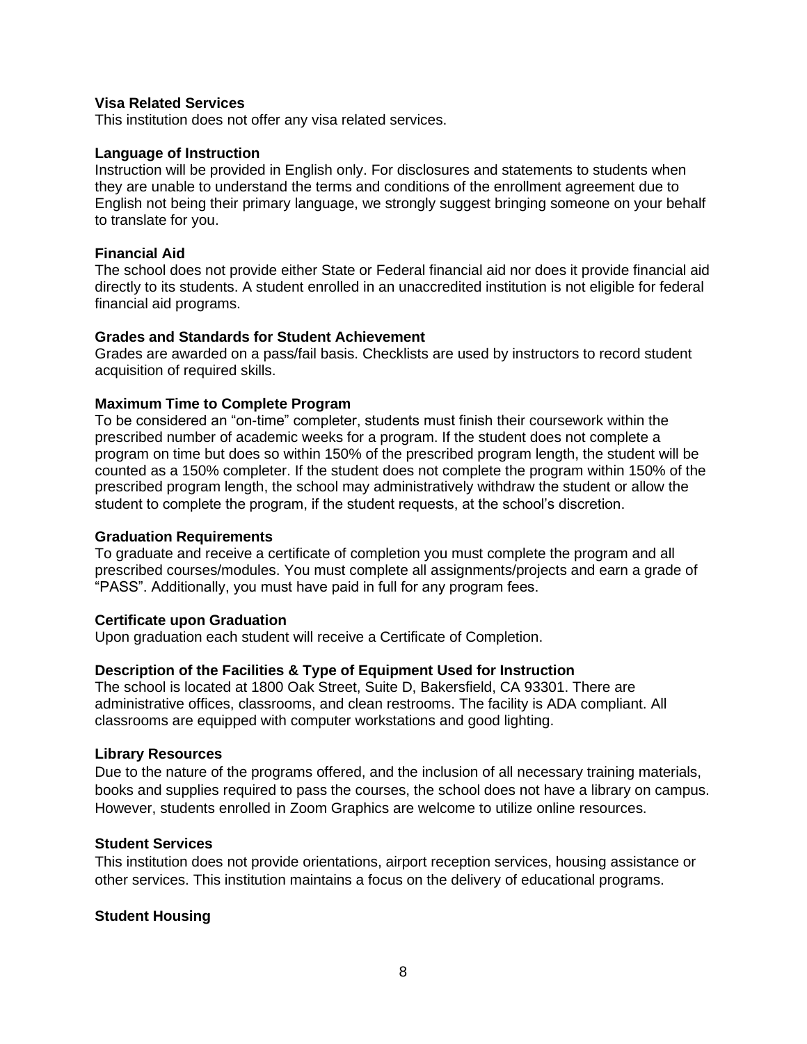**Visa Related Services**
This institution does not offer any visa related services.

**Language of Instruction**
Instruction will be provided in English only. For disclosures and statements to students when they are unable to understand the terms and conditions of the enrollment agreement due to English not being their primary language, we strongly suggest bringing someone on your behalf to translate for you.

**Financial Aid**
The school does not provide either State or Federal financial aid nor does it provide financial aid directly to its students. A student enrolled in an unaccredited institution is not eligible for federal financial aid programs.

**Grades and Standards for Student Achievement**
Grades are awarded on a pass/fail basis. Checklists are used by instructors to record student acquisition of required skills.

**Maximum Time to Complete Program**
To be considered an "on-time" completer, students must finish their coursework within the prescribed number of academic weeks for a program. If the student does not complete a program on time but does so within 150% of the prescribed program length, the student will be counted as a 150% completer. If the student does not complete the program within 150% of the prescribed program length, the school may administratively withdraw the student or allow the student to complete the program, if the student requests, at the school's discretion.

**Graduation Requirements**
To graduate and receive a certificate of completion you must complete the program and all prescribed courses/modules. You must complete all assignments/projects and earn a grade of "PASS". Additionally, you must have paid in full for any program fees.

**Certificate upon Graduation**
Upon graduation each student will receive a Certificate of Completion.

**Description of the Facilities & Type of Equipment Used for Instruction**
The school is located at 1800 Oak Street, Suite D, Bakersfield, CA 93301. There are administrative offices, classrooms, and clean restrooms. The facility is ADA compliant. All classrooms are equipped with computer workstations and good lighting.

**Library Resources**
Due to the nature of the programs offered, and the inclusion of all necessary training materials, books and supplies required to pass the courses, the school does not have a library on campus. However, students enrolled in Zoom Graphics are welcome to utilize online resources.

**Student Services**
This institution does not provide orientations, airport reception services, housing assistance or other services. This institution maintains a focus on the delivery of educational programs.

**Student Housing**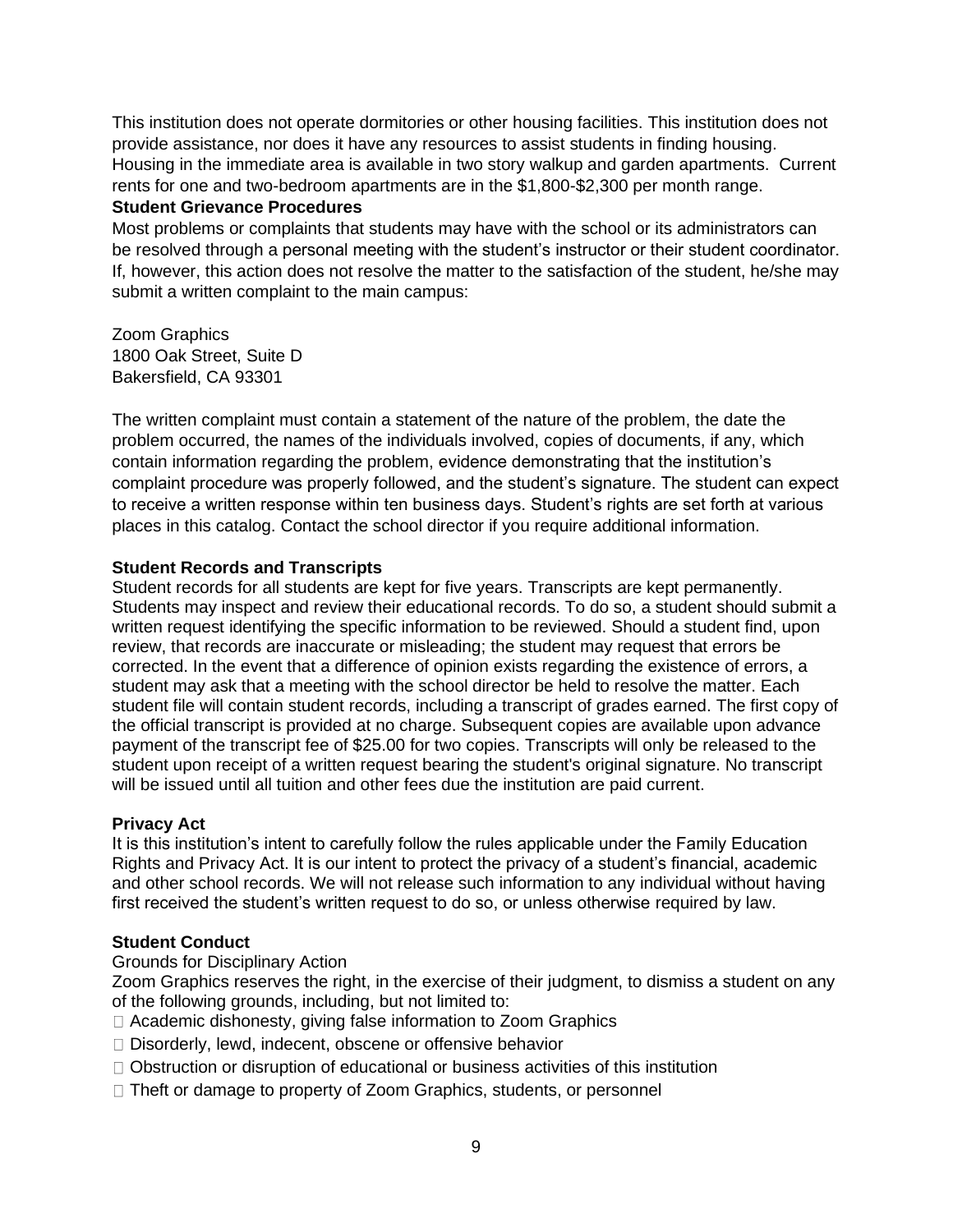This institution does not operate dormitories or other housing facilities. This institution does not provide assistance, nor does it have any resources to assist students in finding housing. Housing in the immediate area is available in two story walkup and garden apartments. Current rents for one and two-bedroom apartments are in the $1,800-$2,300 per month range.

**Student Grievance Procedures**

Most problems or complaints that students may have with the school or its administrators can be resolved through a personal meeting with the student's instructor or their student coordinator. If, however, this action does not resolve the matter to the satisfaction of the student, he/she may submit a written complaint to the main campus:

Zoom Graphics
1800 Oak Street, Suite D
Bakersfield, CA 93301

The written complaint must contain a statement of the nature of the problem, the date the problem occurred, the names of the individuals involved, copies of documents, if any, which contain information regarding the problem, evidence demonstrating that the institution's complaint procedure was properly followed, and the student's signature. The student can expect to receive a written response within ten business days. Student's rights are set forth at various places in this catalog. Contact the school director if you require additional information.

**Student Records and Transcripts**

Student records for all students are kept for five years. Transcripts are kept permanently. Students may inspect and review their educational records. To do so, a student should submit a written request identifying the specific information to be reviewed. Should a student find, upon review, that records are inaccurate or misleading; the student may request that errors be corrected. In the event that a difference of opinion exists regarding the existence of errors, a student may ask that a meeting with the school director be held to resolve the matter. Each student file will contain student records, including a transcript of grades earned. The first copy of the official transcript is provided at no charge. Subsequent copies are available upon advance payment of the transcript fee of $25.00 for two copies. Transcripts will only be released to the student upon receipt of a written request bearing the student's original signature. No transcript will be issued until all tuition and other fees due the institution are paid current.

**Privacy Act**

It is this institution's intent to carefully follow the rules applicable under the Family Education Rights and Privacy Act. It is our intent to protect the privacy of a student's financial, academic and other school records. We will not release such information to any individual without having first received the student's written request to do so, or unless otherwise required by law.

**Student Conduct**

Grounds for Disciplinary Action

Zoom Graphics reserves the right, in the exercise of their judgment, to dismiss a student on any of the following grounds, including, but not limited to:

- Academic dishonesty, giving false information to Zoom Graphics
- Disorderly, lewd, indecent, obscene or offensive behavior
- Obstruction or disruption of educational or business activities of this institution
- Theft or damage to property of Zoom Graphics, students, or personnel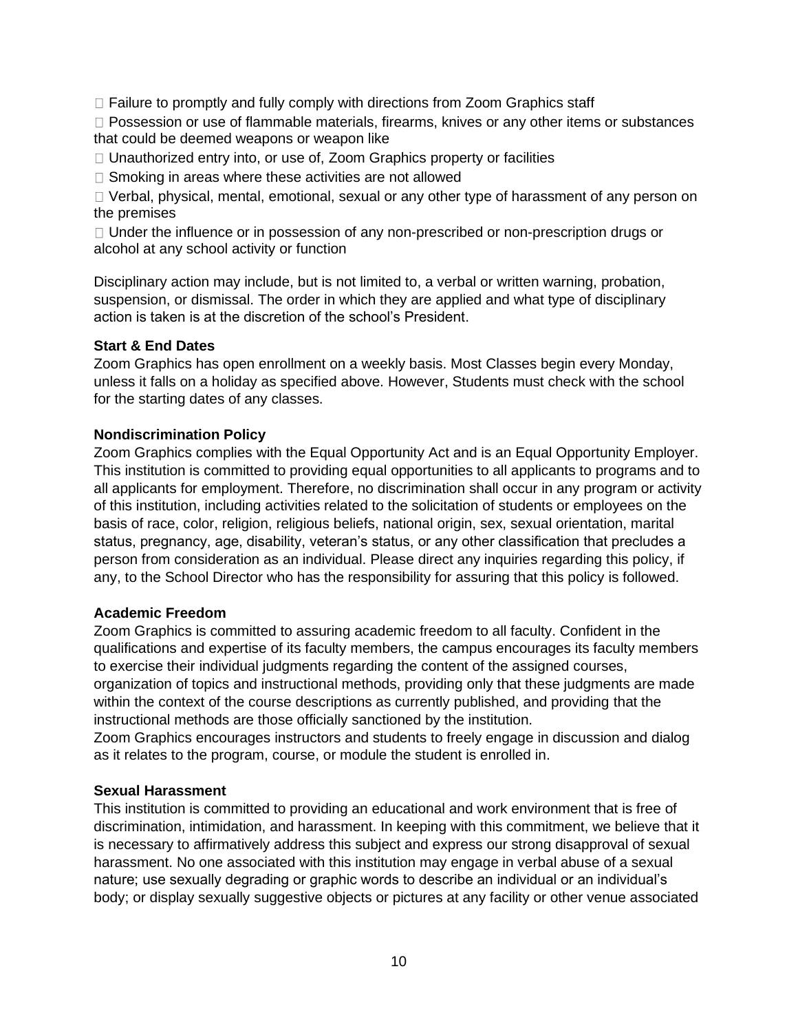- Failure to promptly and fully comply with directions from Zoom Graphics staff
- Possession or use of flammable materials, firearms, knives or any other items or substances that could be deemed weapons or weapon like
- Unauthorized entry into, or use of, Zoom Graphics property or facilities
- Smoking in areas where these activities are not allowed
- Verbal, physical, mental, emotional, sexual or any other type of harassment of any person on the premises
- Under the influence or in possession of any non-prescribed or non-prescription drugs or alcohol at any school activity or function

Disciplinary action may include, but is not limited to, a verbal or written warning, probation, suspension, or dismissal. The order in which they are applied and what type of disciplinary action is taken is at the discretion of the school's President.

**Start & End Dates**

Zoom Graphics has open enrollment on a weekly basis. Most Classes begin every Monday, unless it falls on a holiday as specified above. However, Students must check with the school for the starting dates of any classes.

**Nondiscrimination Policy**

Zoom Graphics complies with the Equal Opportunity Act and is an Equal Opportunity Employer. This institution is committed to providing equal opportunities to all applicants to programs and to all applicants for employment. Therefore, no discrimination shall occur in any program or activity of this institution, including activities related to the solicitation of students or employees on the basis of race, color, religion, religious beliefs, national origin, sex, sexual orientation, marital status, pregnancy, age, disability, veteran's status, or any other classification that precludes a person from consideration as an individual. Please direct any inquiries regarding this policy, if any, to the School Director who has the responsibility for assuring that this policy is followed.

**Academic Freedom**

Zoom Graphics is committed to assuring academic freedom to all faculty. Confident in the qualifications and expertise of its faculty members, the campus encourages its faculty members to exercise their individual judgments regarding the content of the assigned courses, organization of topics and instructional methods, providing only that these judgments are made within the context of the course descriptions as currently published, and providing that the instructional methods are those officially sanctioned by the institution.

Zoom Graphics encourages instructors and students to freely engage in discussion and dialog as it relates to the program, course, or module the student is enrolled in.

**Sexual Harassment**

This institution is committed to providing an educational and work environment that is free of discrimination, intimidation, and harassment. In keeping with this commitment, we believe that it is necessary to affirmatively address this subject and express our strong disapproval of sexual harassment. No one associated with this institution may engage in verbal abuse of a sexual nature; use sexually degrading or graphic words to describe an individual or an individual's body; or display sexually suggestive objects or pictures at any facility or other venue associated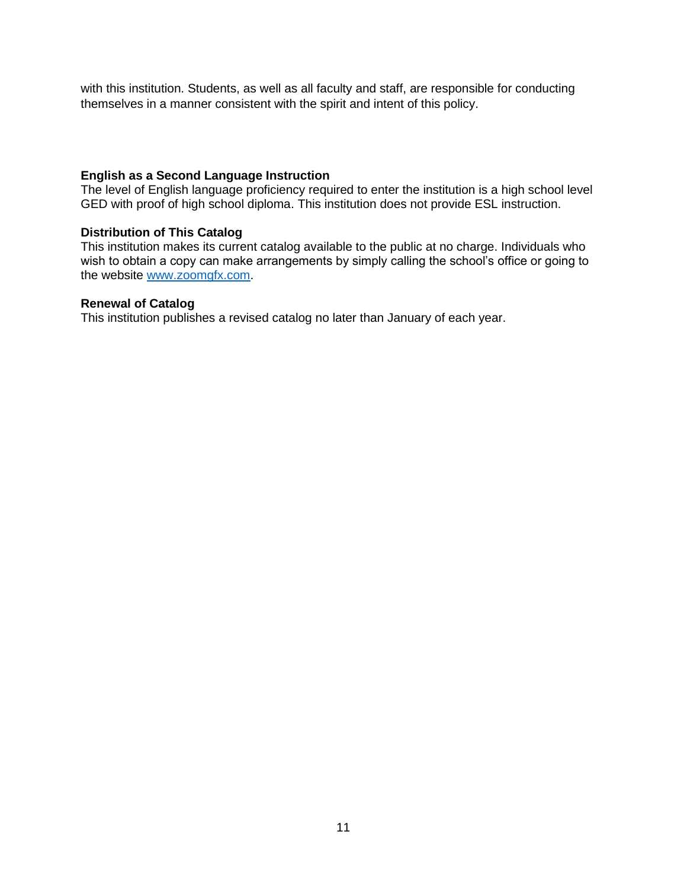with this institution. Students, as well as all faculty and staff, are responsible for conducting themselves in a manner consistent with the spirit and intent of this policy.

**English as a Second Language Instruction**

The level of English language proficiency required to enter the institution is a high school level GED with proof of high school diploma. This institution does not provide ESL instruction.

**Distribution of This Catalog**

This institution makes its current catalog available to the public at no charge. Individuals who wish to obtain a copy can make arrangements by simply calling the school's office or going to the website [www.zoomgfx.com](http://www.zoomgfx.com).

**Renewal of Catalog**

This institution publishes a revised catalog no later than January of each year.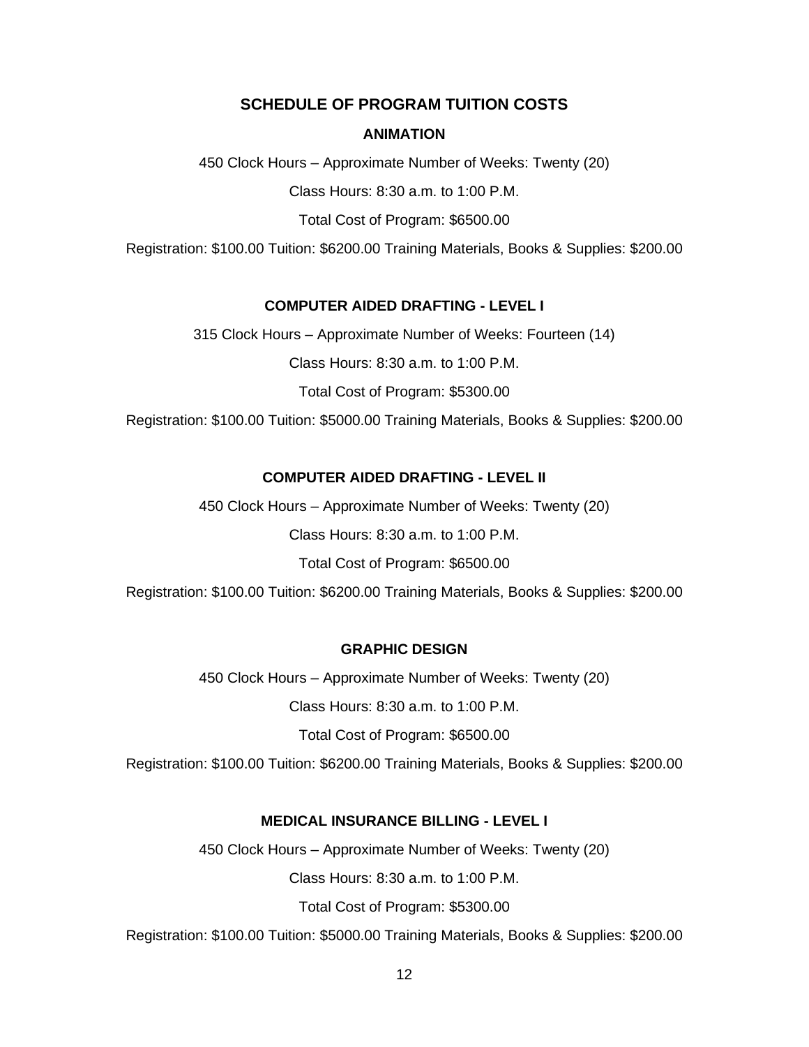## SCHEDULE OF PROGRAM TUITION COSTS

### ANIMATION

450 Clock Hours – Approximate Number of Weeks: Twenty (20)

Class Hours: 8:30 a.m. to 1:00 P.M.

Total Cost of Program: $6500.00

Registration: $100.00 Tuition: $6200.00 Training Materials, Books & Supplies: $200.00

### COMPUTER AIDED DRAFTING - LEVEL I

315 Clock Hours – Approximate Number of Weeks: Fourteen (14)

Class Hours: 8:30 a.m. to 1:00 P.M.

Total Cost of Program: $5300.00

Registration: $100.00 Tuition: $5000.00 Training Materials, Books & Supplies: $200.00

### COMPUTER AIDED DRAFTING - LEVEL II

450 Clock Hours – Approximate Number of Weeks: Twenty (20)

Class Hours: 8:30 a.m. to 1:00 P.M.

Total Cost of Program: $6500.00

Registration: $100.00 Tuition: $6200.00 Training Materials, Books & Supplies: $200.00

### GRAPHIC DESIGN

450 Clock Hours – Approximate Number of Weeks: Twenty (20)

Class Hours: 8:30 a.m. to 1:00 P.M.

Total Cost of Program: $6500.00

Registration: $100.00 Tuition: $6200.00 Training Materials, Books & Supplies: $200.00

### MEDICAL INSURANCE BILLING - LEVEL I

450 Clock Hours – Approximate Number of Weeks: Twenty (20)

Class Hours: 8:30 a.m. to 1:00 P.M.

Total Cost of Program: $5300.00

Registration: $100.00 Tuition: $5000.00 Training Materials, Books & Supplies: $200.00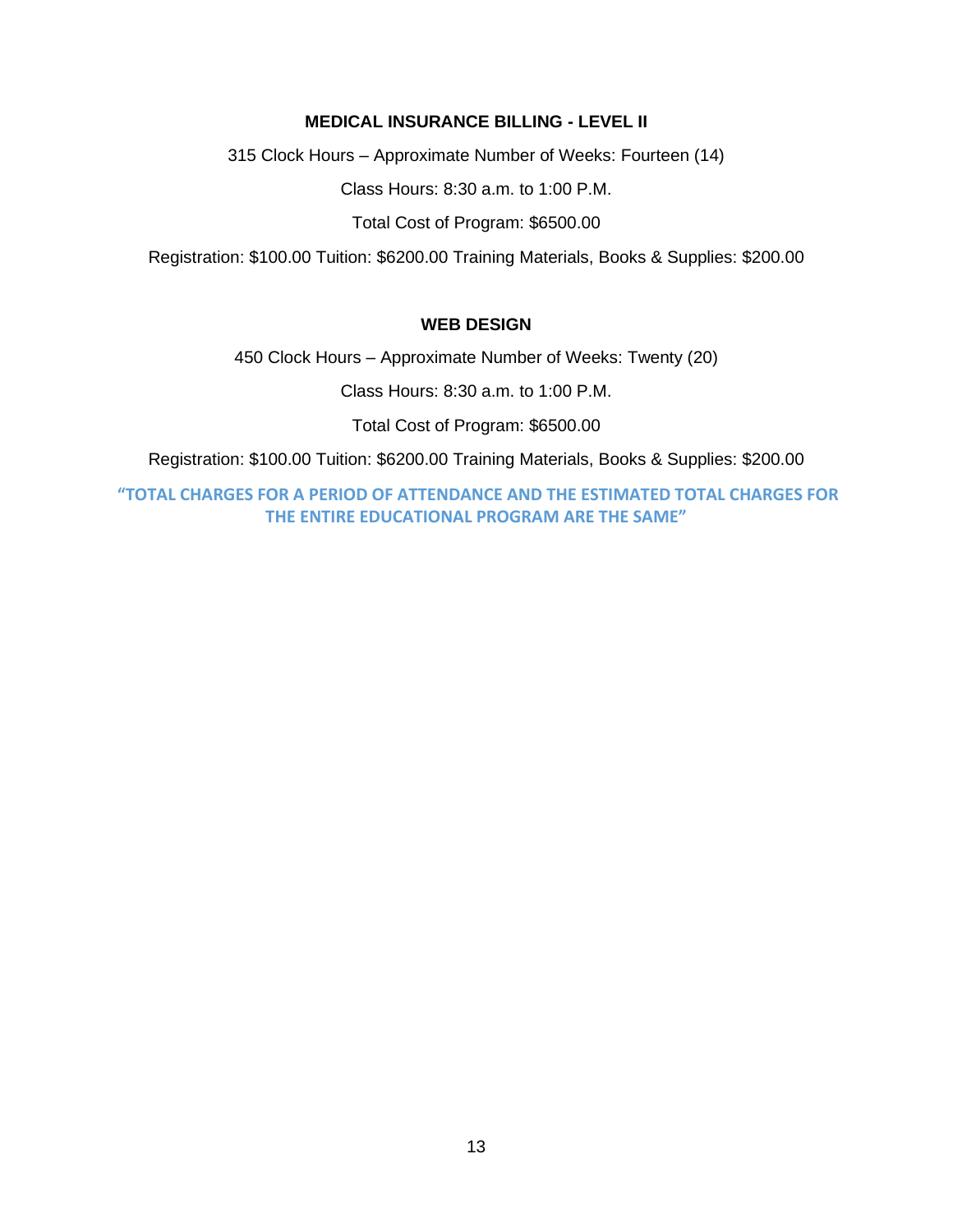### MEDICAL INSURANCE BILLING - LEVEL II

315 Clock Hours – Approximate Number of Weeks: Fourteen (14)

Class Hours: 8:30 a.m. to 1:00 P.M.

Total Cost of Program: $6500.00

Registration: $100.00 Tuition: $6200.00 Training Materials, Books & Supplies: $200.00

### WEB DESIGN

450 Clock Hours – Approximate Number of Weeks: Twenty (20)

Class Hours: 8:30 a.m. to 1:00 P.M.

Total Cost of Program: $6500.00

Registration: $100.00 Tuition: $6200.00 Training Materials, Books & Supplies: $200.00

**"TOTAL CHARGES FOR A PERIOD OF ATTENDANCE AND THE ESTIMATED TOTAL CHARGES FOR THE ENTIRE EDUCATIONAL PROGRAM ARE THE SAME"**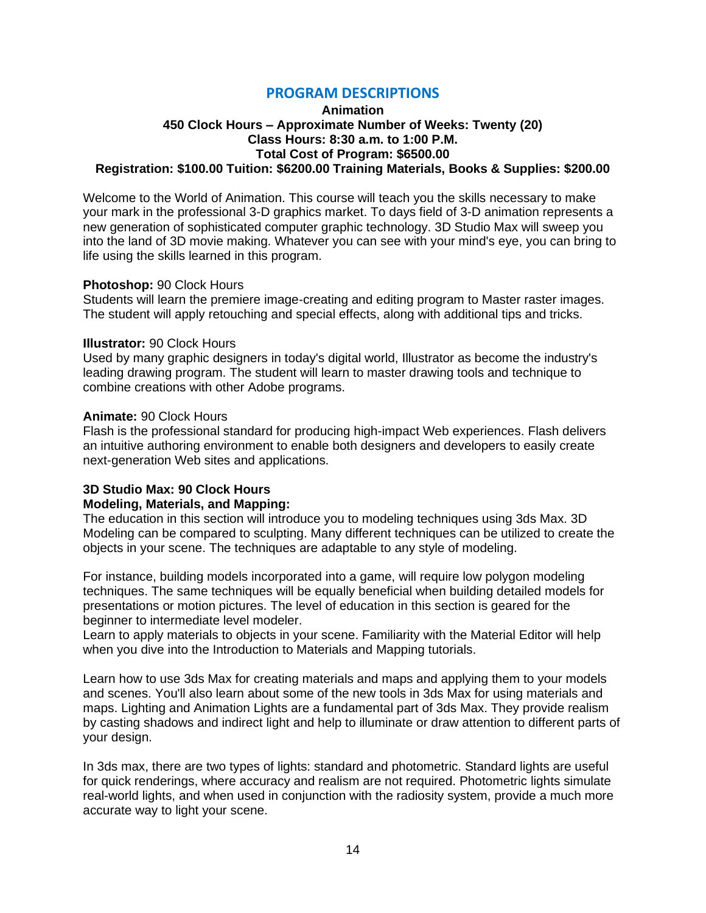## PROGRAM DESCRIPTIONS

**Animation**
**450 Clock Hours – Approximate Number of Weeks: Twenty (20)**
**Class Hours: 8:30 a.m. to 1:00 P.M.**
**Total Cost of Program: $6500.00**
**Registration: $100.00 Tuition: $6200.00 Training Materials, Books & Supplies: $200.00**

Welcome to the World of Animation. This course will teach you the skills necessary to make your mark in the professional 3-D graphics market. To days field of 3-D animation represents a new generation of sophisticated computer graphic technology. 3D Studio Max will sweep you into the land of 3D movie making. Whatever you can see with your mind's eye, you can bring to life using the skills learned in this program.

**Photoshop:** 90 Clock Hours
Students will learn the premiere image-creating and editing program to Master raster images. The student will apply retouching and special effects, along with additional tips and tricks.

**Illustrator:** 90 Clock Hours
Used by many graphic designers in today's digital world, Illustrator as become the industry's leading drawing program. The student will learn to master drawing tools and technique to combine creations with other Adobe programs.

**Animate:** 90 Clock Hours
Flash is the professional standard for producing high-impact Web experiences. Flash delivers an intuitive authoring environment to enable both designers and developers to easily create next-generation Web sites and applications.

**3D Studio Max: 90 Clock Hours**
**Modeling, Materials, and Mapping:**
The education in this section will introduce you to modeling techniques using 3ds Max. 3D Modeling can be compared to sculpting. Many different techniques can be utilized to create the objects in your scene. The techniques are adaptable to any style of modeling.

For instance, building models incorporated into a game, will require low polygon modeling techniques. The same techniques will be equally beneficial when building detailed models for presentations or motion pictures. The level of education in this section is geared for the beginner to intermediate level modeler.
Learn to apply materials to objects in your scene. Familiarity with the Material Editor will help when you dive into the Introduction to Materials and Mapping tutorials.

Learn how to use 3ds Max for creating materials and maps and applying them to your models and scenes. You'll also learn about some of the new tools in 3ds Max for using materials and maps. Lighting and Animation Lights are a fundamental part of 3ds Max. They provide realism by casting shadows and indirect light and help to illuminate or draw attention to different parts of your design.

In 3ds max, there are two types of lights: standard and photometric. Standard lights are useful for quick renderings, where accuracy and realism are not required. Photometric lights simulate real-world lights, and when used in conjunction with the radiosity system, provide a much more accurate way to light your scene.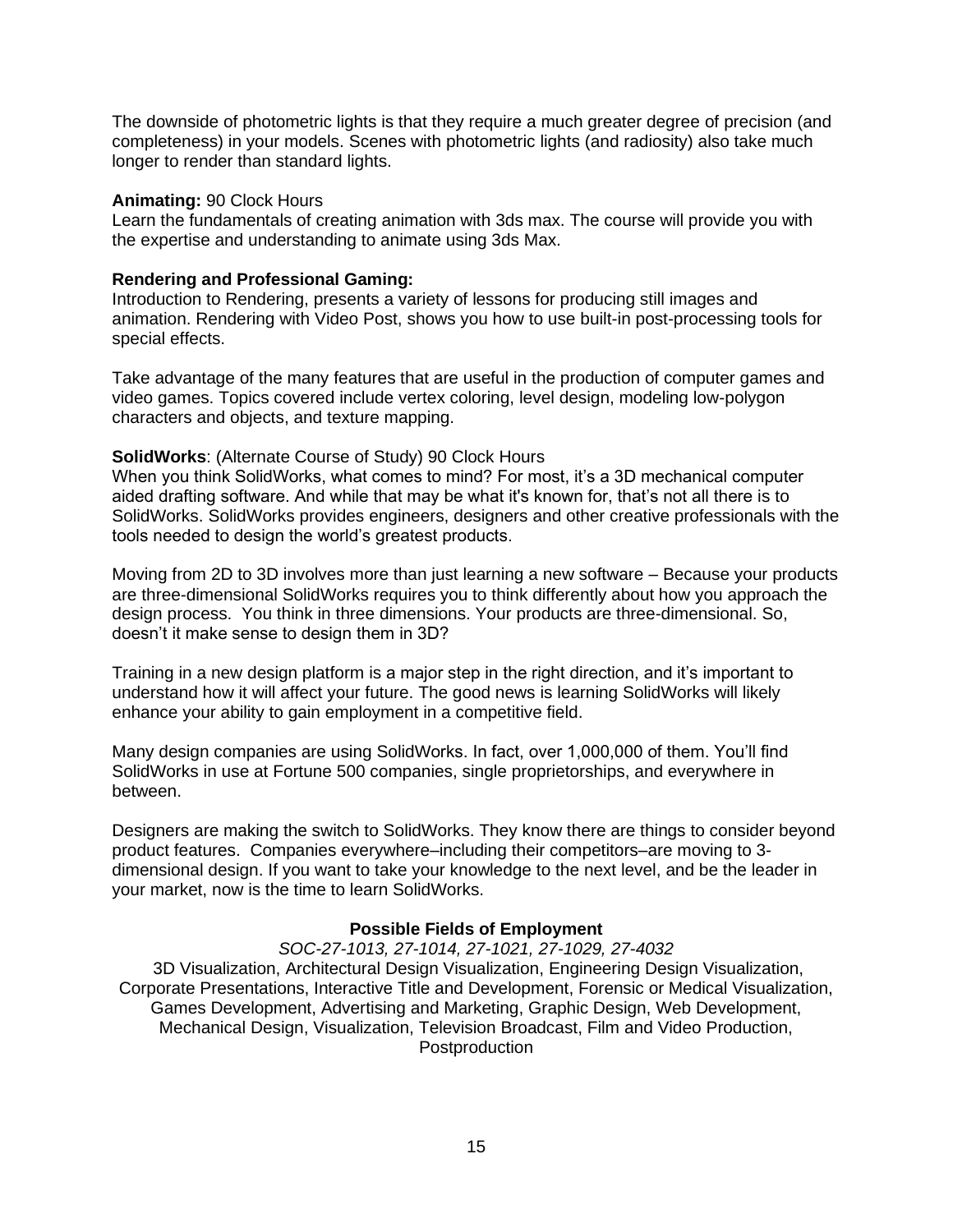The downside of photometric lights is that they require a much greater degree of precision (and completeness) in your models. Scenes with photometric lights (and radiosity) also take much longer to render than standard lights.

**Animating:** 90 Clock Hours
Learn the fundamentals of creating animation with 3ds max. The course will provide you with the expertise and understanding to animate using 3ds Max.

**Rendering and Professional Gaming:**
Introduction to Rendering, presents a variety of lessons for producing still images and animation. Rendering with Video Post, shows you how to use built-in post-processing tools for special effects.

Take advantage of the many features that are useful in the production of computer games and video games. Topics covered include vertex coloring, level design, modeling low-polygon characters and objects, and texture mapping.

**SolidWorks**: (Alternate Course of Study) 90 Clock Hours
When you think SolidWorks, what comes to mind? For most, it's a 3D mechanical computer aided drafting software. And while that may be what it's known for, that's not all there is to SolidWorks. SolidWorks provides engineers, designers and other creative professionals with the tools needed to design the world's greatest products.

Moving from 2D to 3D involves more than just learning a new software – Because your products are three-dimensional SolidWorks requires you to think differently about how you approach the design process. You think in three dimensions. Your products are three-dimensional. So, doesn't it make sense to design them in 3D?

Training in a new design platform is a major step in the right direction, and it's important to understand how it will affect your future. The good news is learning SolidWorks will likely enhance your ability to gain employment in a competitive field.

Many design companies are using SolidWorks. In fact, over 1,000,000 of them. You'll find SolidWorks in use at Fortune 500 companies, single proprietorships, and everywhere in between.

Designers are making the switch to SolidWorks. They know there are things to consider beyond product features. Companies everywhere–including their competitors–are moving to 3-dimensional design. If you want to take your knowledge to the next level, and be the leader in your market, now is the time to learn SolidWorks.

**Possible Fields of Employment**

*SOC-27-1013, 27-1014, 27-1021, 27-1029, 27-4032*

3D Visualization, Architectural Design Visualization, Engineering Design Visualization, Corporate Presentations, Interactive Title and Development, Forensic or Medical Visualization, Games Development, Advertising and Marketing, Graphic Design, Web Development, Mechanical Design, Visualization, Television Broadcast, Film and Video Production, Postproduction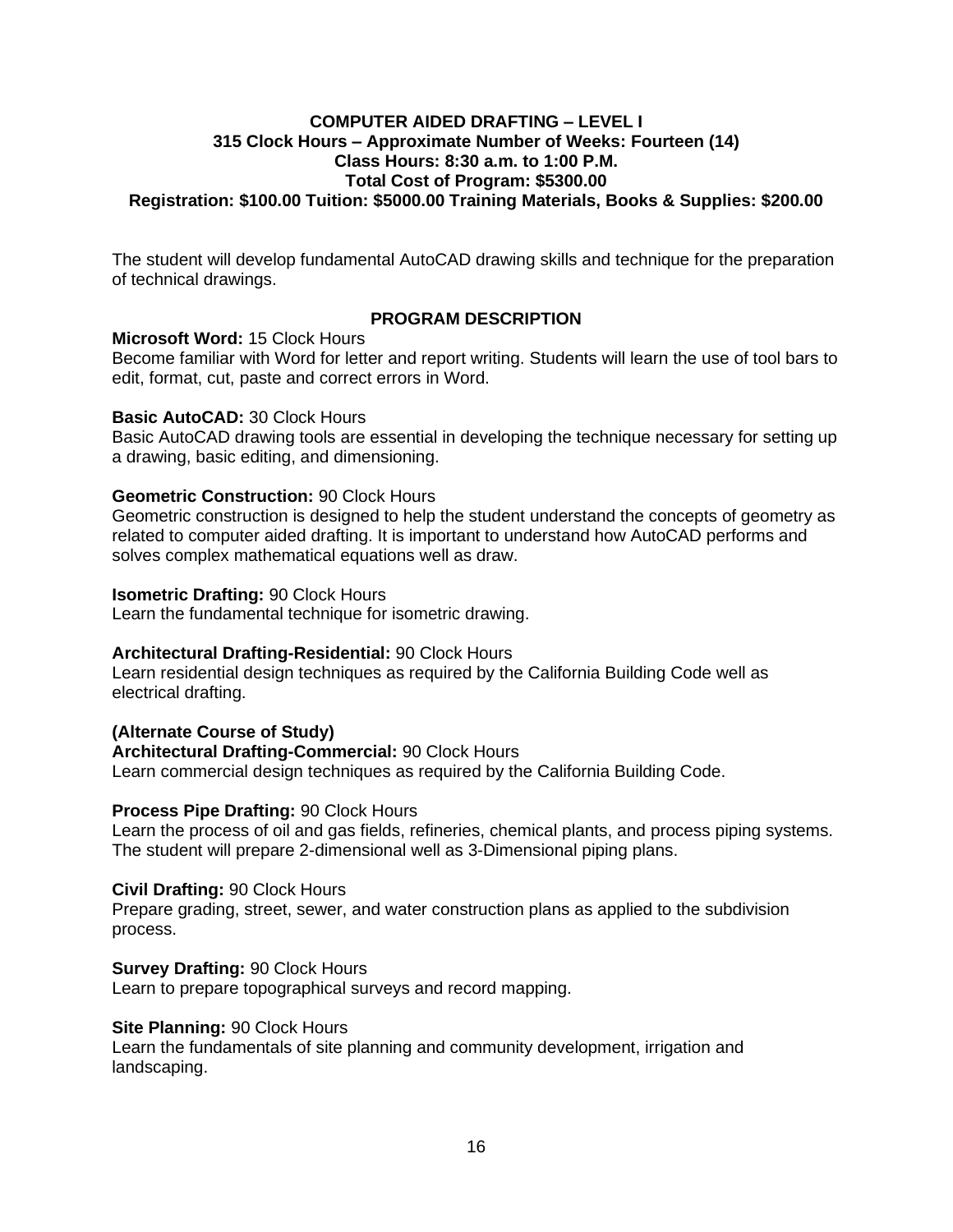## COMPUTER AIDED DRAFTING – LEVEL I

**315 Clock Hours – Approximate Number of Weeks: Fourteen (14)**
**Class Hours: 8:30 a.m. to 1:00 P.M.**
**Total Cost of Program: $5300.00**
**Registration: $100.00 Tuition: $5000.00 Training Materials, Books & Supplies: $200.00**

The student will develop fundamental AutoCAD drawing skills and technique for the preparation of technical drawings.

### PROGRAM DESCRIPTION

**Microsoft Word:** 15 Clock Hours
Become familiar with Word for letter and report writing. Students will learn the use of tool bars to edit, format, cut, paste and correct errors in Word.

**Basic AutoCAD:** 30 Clock Hours
Basic AutoCAD drawing tools are essential in developing the technique necessary for setting up a drawing, basic editing, and dimensioning.

**Geometric Construction:** 90 Clock Hours
Geometric construction is designed to help the student understand the concepts of geometry as related to computer aided drafting. It is important to understand how AutoCAD performs and solves complex mathematical equations well as draw.

**Isometric Drafting:** 90 Clock Hours
Learn the fundamental technique for isometric drawing.

**Architectural Drafting-Residential:** 90 Clock Hours
Learn residential design techniques as required by the California Building Code well as electrical drafting.

**(Alternate Course of Study)**
**Architectural Drafting-Commercial:** 90 Clock Hours
Learn commercial design techniques as required by the California Building Code.

**Process Pipe Drafting:** 90 Clock Hours
Learn the process of oil and gas fields, refineries, chemical plants, and process piping systems. The student will prepare 2-dimensional well as 3-Dimensional piping plans.

**Civil Drafting:** 90 Clock Hours
Prepare grading, street, sewer, and water construction plans as applied to the subdivision process.

**Survey Drafting:** 90 Clock Hours
Learn to prepare topographical surveys and record mapping.

**Site Planning:** 90 Clock Hours
Learn the fundamentals of site planning and community development, irrigation and landscaping.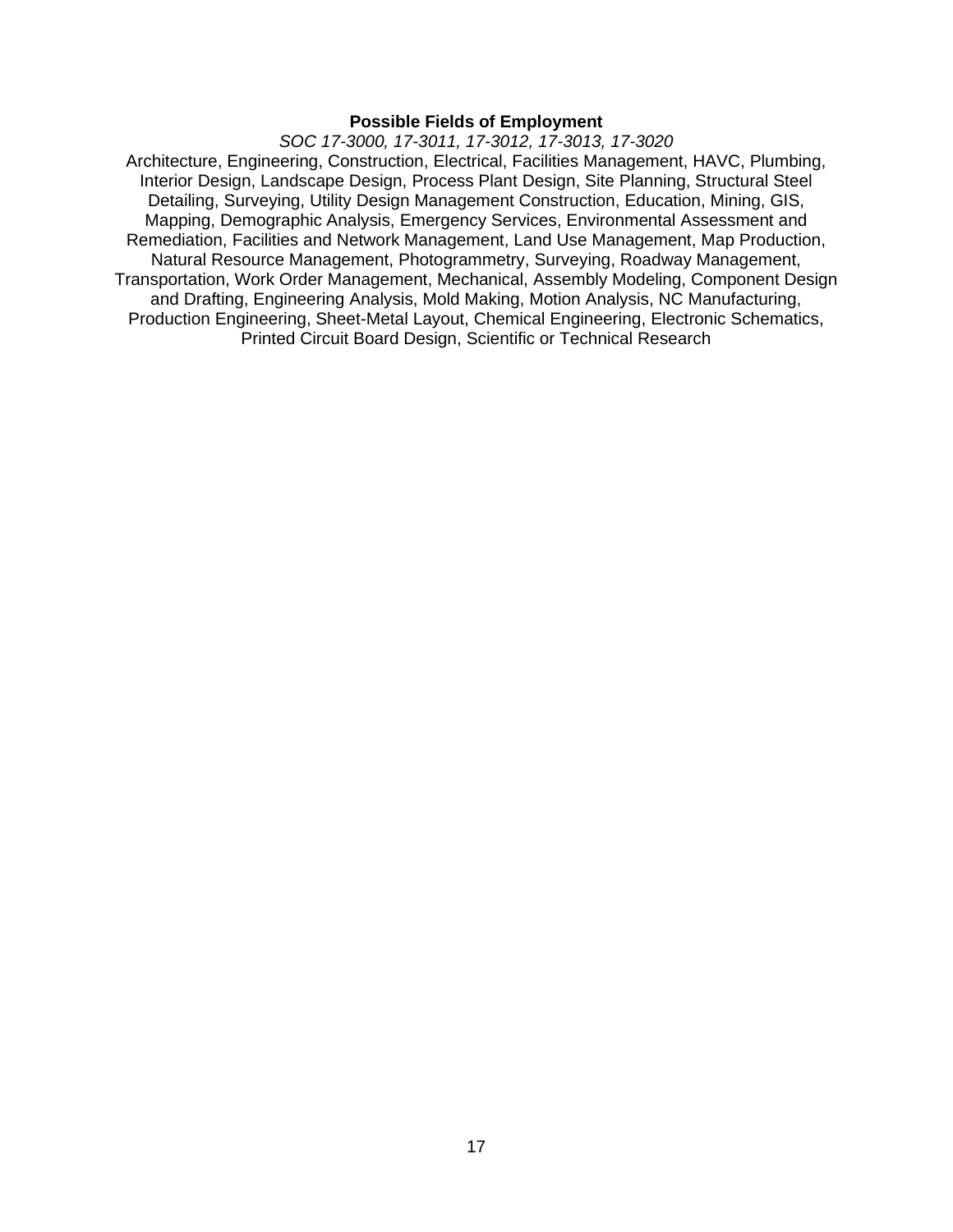**Possible Fields of Employment**

*SOC 17-3000, 17-3011, 17-3012, 17-3013, 17-3020*

Architecture, Engineering, Construction, Electrical, Facilities Management, HAVC, Plumbing, Interior Design, Landscape Design, Process Plant Design, Site Planning, Structural Steel Detailing, Surveying, Utility Design Management Construction, Education, Mining, GIS, Mapping, Demographic Analysis, Emergency Services, Environmental Assessment and Remediation, Facilities and Network Management, Land Use Management, Map Production, Natural Resource Management, Photogrammetry, Surveying, Roadway Management, Transportation, Work Order Management, Mechanical, Assembly Modeling, Component Design and Drafting, Engineering Analysis, Mold Making, Motion Analysis, NC Manufacturing, Production Engineering, Sheet-Metal Layout, Chemical Engineering, Electronic Schematics, Printed Circuit Board Design, Scientific or Technical Research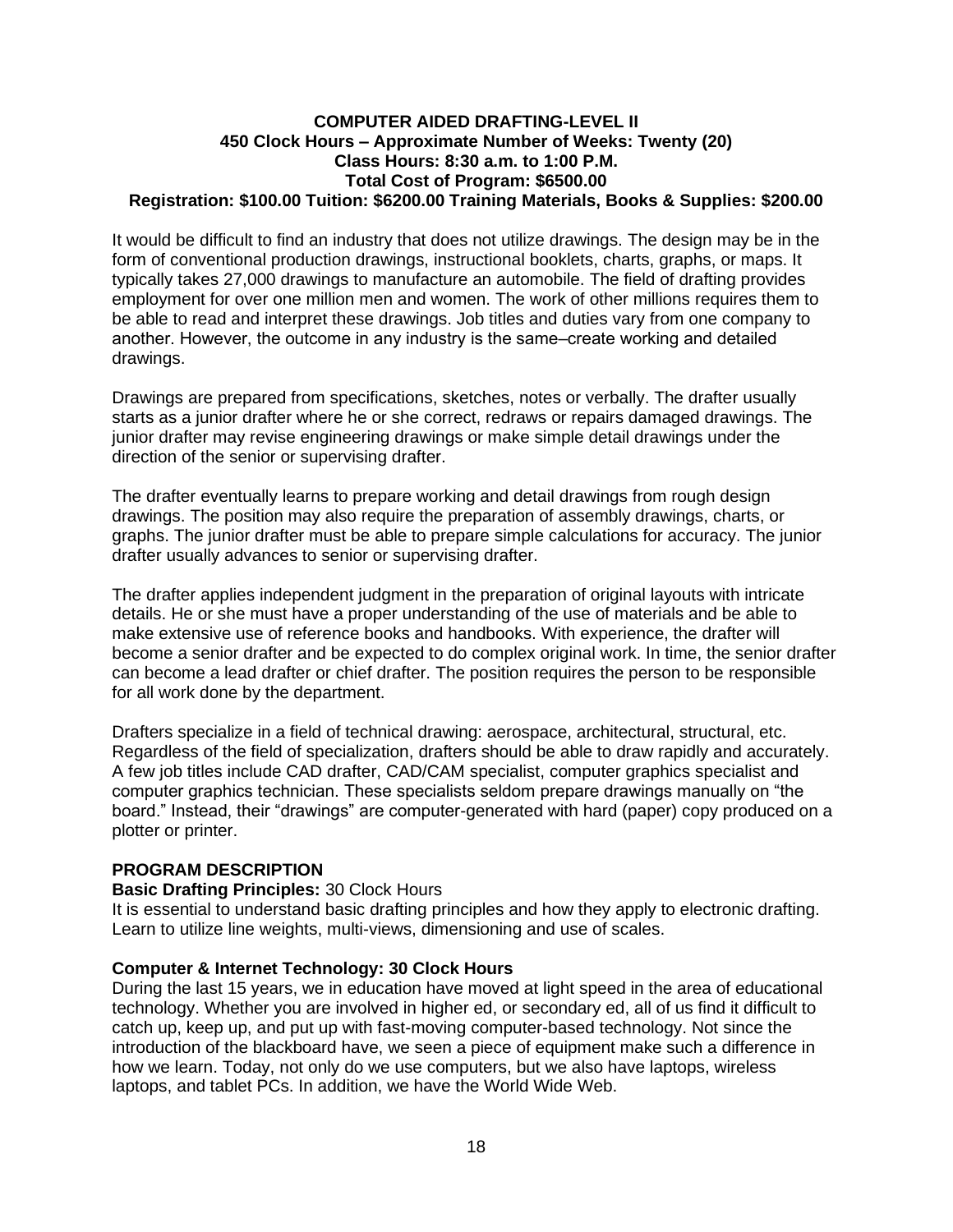**COMPUTER AIDED DRAFTING-LEVEL II**
**450 Clock Hours – Approximate Number of Weeks: Twenty (20)**
**Class Hours: 8:30 a.m. to 1:00 P.M.**
**Total Cost of Program: $6500.00**
**Registration: $100.00 Tuition: $6200.00 Training Materials, Books & Supplies: $200.00**

It would be difficult to find an industry that does not utilize drawings. The design may be in the form of conventional production drawings, instructional booklets, charts, graphs, or maps. It typically takes 27,000 drawings to manufacture an automobile. The field of drafting provides employment for over one million men and women. The work of other millions requires them to be able to read and interpret these drawings. Job titles and duties vary from one company to another. However, the outcome in any industry is the same–create working and detailed drawings.

Drawings are prepared from specifications, sketches, notes or verbally. The drafter usually starts as a junior drafter where he or she correct, redraws or repairs damaged drawings. The junior drafter may revise engineering drawings or make simple detail drawings under the direction of the senior or supervising drafter.

The drafter eventually learns to prepare working and detail drawings from rough design drawings. The position may also require the preparation of assembly drawings, charts, or graphs. The junior drafter must be able to prepare simple calculations for accuracy. The junior drafter usually advances to senior or supervising drafter.

The drafter applies independent judgment in the preparation of original layouts with intricate details. He or she must have a proper understanding of the use of materials and be able to make extensive use of reference books and handbooks. With experience, the drafter will become a senior drafter and be expected to do complex original work. In time, the senior drafter can become a lead drafter or chief drafter. The position requires the person to be responsible for all work done by the department.

Drafters specialize in a field of technical drawing: aerospace, architectural, structural, etc. Regardless of the field of specialization, drafters should be able to draw rapidly and accurately. A few job titles include CAD drafter, CAD/CAM specialist, computer graphics specialist and computer graphics technician. These specialists seldom prepare drawings manually on "the board." Instead, their "drawings" are computer-generated with hard (paper) copy produced on a plotter or printer.

**PROGRAM DESCRIPTION**

**Basic Drafting Principles:** 30 Clock Hours
It is essential to understand basic drafting principles and how they apply to electronic drafting. Learn to utilize line weights, multi-views, dimensioning and use of scales.

**Computer & Internet Technology: 30 Clock Hours**
During the last 15 years, we in education have moved at light speed in the area of educational technology. Whether you are involved in higher ed, or secondary ed, all of us find it difficult to catch up, keep up, and put up with fast-moving computer-based technology. Not since the introduction of the blackboard have, we seen a piece of equipment make such a difference in how we learn. Today, not only do we use computers, but we also have laptops, wireless laptops, and tablet PCs. In addition, we have the World Wide Web.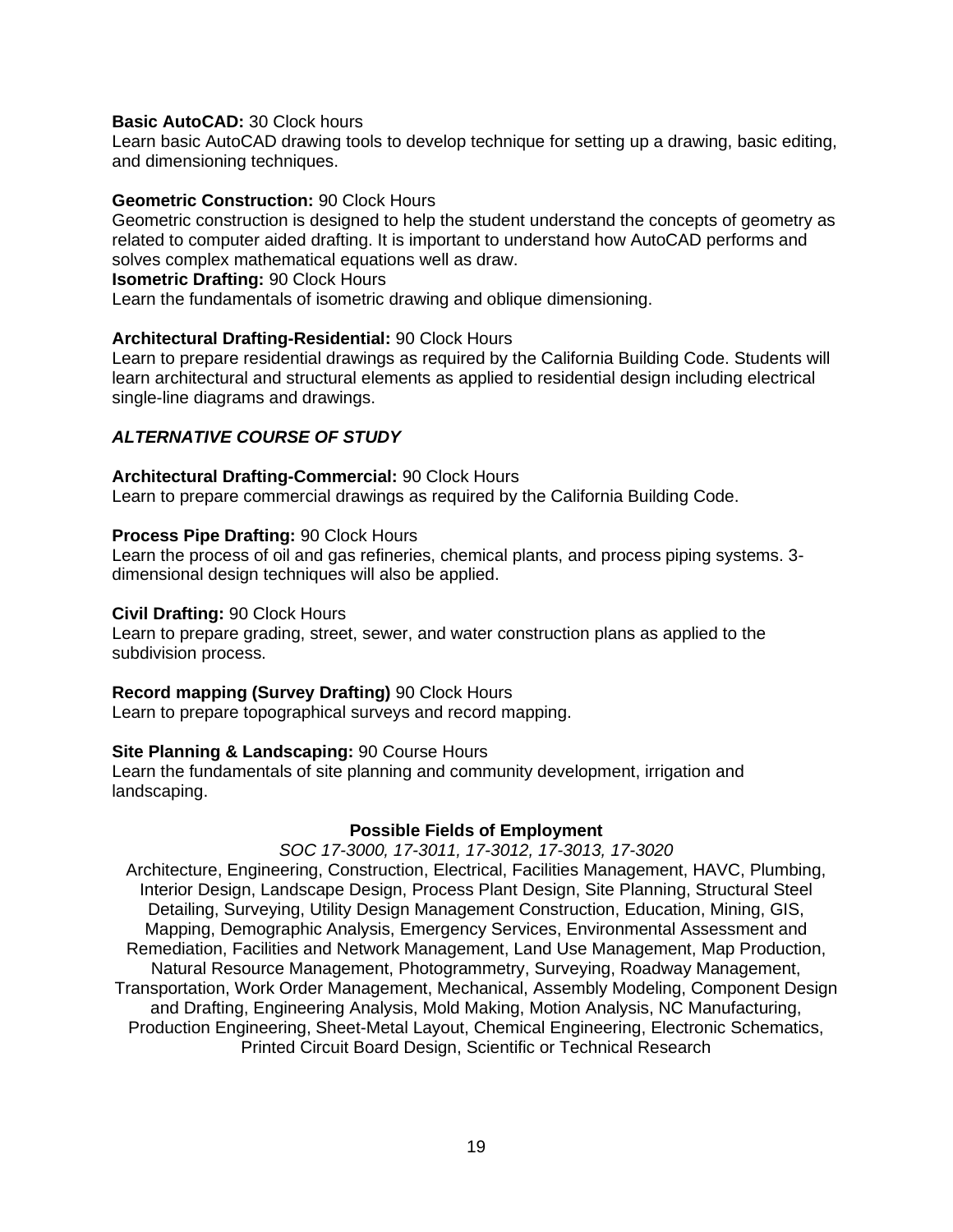**Basic AutoCAD:** 30 Clock hours
Learn basic AutoCAD drawing tools to develop technique for setting up a drawing, basic editing, and dimensioning techniques.

**Geometric Construction:** 90 Clock Hours
Geometric construction is designed to help the student understand the concepts of geometry as related to computer aided drafting. It is important to understand how AutoCAD performs and solves complex mathematical equations well as draw.

**Isometric Drafting:** 90 Clock Hours
Learn the fundamentals of isometric drawing and oblique dimensioning.

**Architectural Drafting-Residential:** 90 Clock Hours
Learn to prepare residential drawings as required by the California Building Code. Students will learn architectural and structural elements as applied to residential design including electrical single-line diagrams and drawings.

***ALTERNATIVE COURSE OF STUDY***

**Architectural Drafting-Commercial:** 90 Clock Hours
Learn to prepare commercial drawings as required by the California Building Code.

**Process Pipe Drafting:** 90 Clock Hours
Learn the process of oil and gas refineries, chemical plants, and process piping systems. 3-dimensional design techniques will also be applied.

**Civil Drafting:** 90 Clock Hours
Learn to prepare grading, street, sewer, and water construction plans as applied to the subdivision process.

**Record mapping (Survey Drafting)** 90 Clock Hours
Learn to prepare topographical surveys and record mapping.

**Site Planning & Landscaping:** 90 Course Hours
Learn the fundamentals of site planning and community development, irrigation and landscaping.

**Possible Fields of Employment**

*SOC 17-3000, 17-3011, 17-3012, 17-3013, 17-3020*

Architecture, Engineering, Construction, Electrical, Facilities Management, HAVC, Plumbing, Interior Design, Landscape Design, Process Plant Design, Site Planning, Structural Steel Detailing, Surveying, Utility Design Management Construction, Education, Mining, GIS, Mapping, Demographic Analysis, Emergency Services, Environmental Assessment and Remediation, Facilities and Network Management, Land Use Management, Map Production, Natural Resource Management, Photogrammetry, Surveying, Roadway Management, Transportation, Work Order Management, Mechanical, Assembly Modeling, Component Design and Drafting, Engineering Analysis, Mold Making, Motion Analysis, NC Manufacturing, Production Engineering, Sheet-Metal Layout, Chemical Engineering, Electronic Schematics, Printed Circuit Board Design, Scientific or Technical Research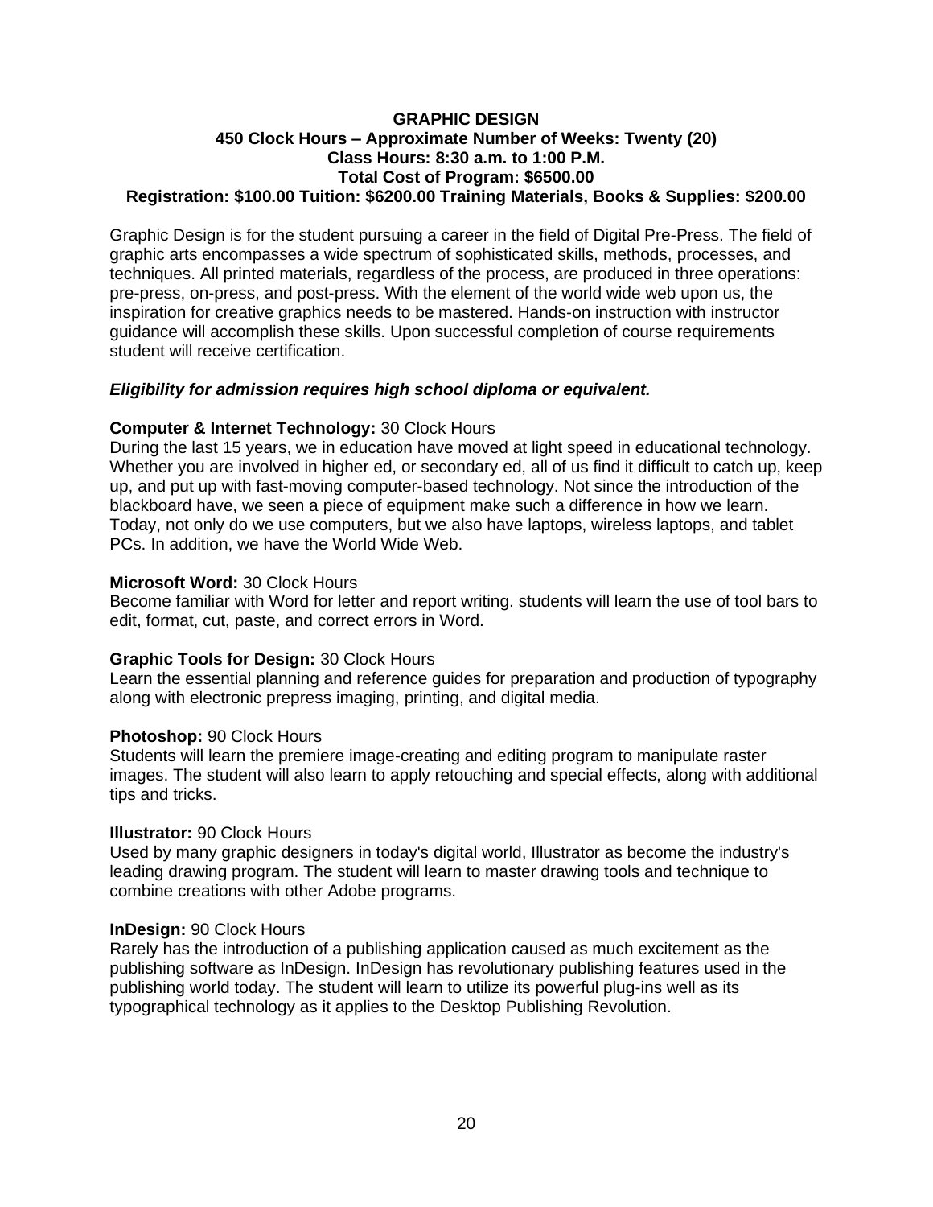**GRAPHIC DESIGN**
**450 Clock Hours – Approximate Number of Weeks: Twenty (20)**
**Class Hours: 8:30 a.m. to 1:00 P.M.**
**Total Cost of Program: $6500.00**
**Registration: $100.00 Tuition: $6200.00 Training Materials, Books & Supplies: $200.00**

Graphic Design is for the student pursuing a career in the field of Digital Pre-Press. The field of graphic arts encompasses a wide spectrum of sophisticated skills, methods, processes, and techniques. All printed materials, regardless of the process, are produced in three operations: pre-press, on-press, and post-press. With the element of the world wide web upon us, the inspiration for creative graphics needs to be mastered. Hands-on instruction with instructor guidance will accomplish these skills. Upon successful completion of course requirements student will receive certification.

***Eligibility for admission requires high school diploma or equivalent.***

**Computer & Internet Technology:** 30 Clock Hours
During the last 15 years, we in education have moved at light speed in educational technology. Whether you are involved in higher ed, or secondary ed, all of us find it difficult to catch up, keep up, and put up with fast-moving computer-based technology. Not since the introduction of the blackboard have, we seen a piece of equipment make such a difference in how we learn. Today, not only do we use computers, but we also have laptops, wireless laptops, and tablet PCs. In addition, we have the World Wide Web.

**Microsoft Word:** 30 Clock Hours
Become familiar with Word for letter and report writing. students will learn the use of tool bars to edit, format, cut, paste, and correct errors in Word.

**Graphic Tools for Design:** 30 Clock Hours
Learn the essential planning and reference guides for preparation and production of typography along with electronic prepress imaging, printing, and digital media.

**Photoshop:** 90 Clock Hours
Students will learn the premiere image-creating and editing program to manipulate raster images. The student will also learn to apply retouching and special effects, along with additional tips and tricks.

**Illustrator:** 90 Clock Hours
Used by many graphic designers in today's digital world, Illustrator as become the industry's leading drawing program. The student will learn to master drawing tools and technique to combine creations with other Adobe programs.

**InDesign:** 90 Clock Hours
Rarely has the introduction of a publishing application caused as much excitement as the publishing software as InDesign. InDesign has revolutionary publishing features used in the publishing world today. The student will learn to utilize its powerful plug-ins well as its typographical technology as it applies to the Desktop Publishing Revolution.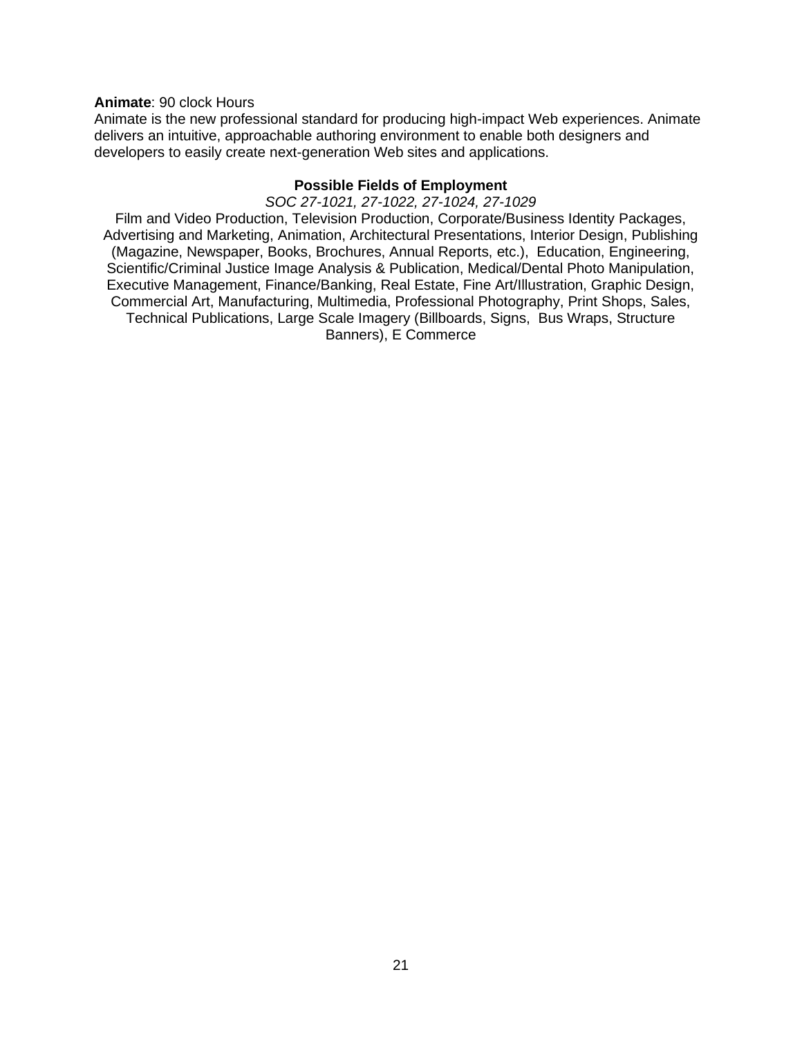**Animate**: 90 clock Hours
Animate is the new professional standard for producing high-impact Web experiences. Animate delivers an intuitive, approachable authoring environment to enable both designers and developers to easily create next-generation Web sites and applications.

**Possible Fields of Employment**

*SOC 27-1021, 27-1022, 27-1024, 27-1029*

Film and Video Production, Television Production, Corporate/Business Identity Packages, Advertising and Marketing, Animation, Architectural Presentations, Interior Design, Publishing (Magazine, Newspaper, Books, Brochures, Annual Reports, etc.), Education, Engineering, Scientific/Criminal Justice Image Analysis & Publication, Medical/Dental Photo Manipulation, Executive Management, Finance/Banking, Real Estate, Fine Art/Illustration, Graphic Design, Commercial Art, Manufacturing, Multimedia, Professional Photography, Print Shops, Sales, Technical Publications, Large Scale Imagery (Billboards, Signs, Bus Wraps, Structure Banners), E Commerce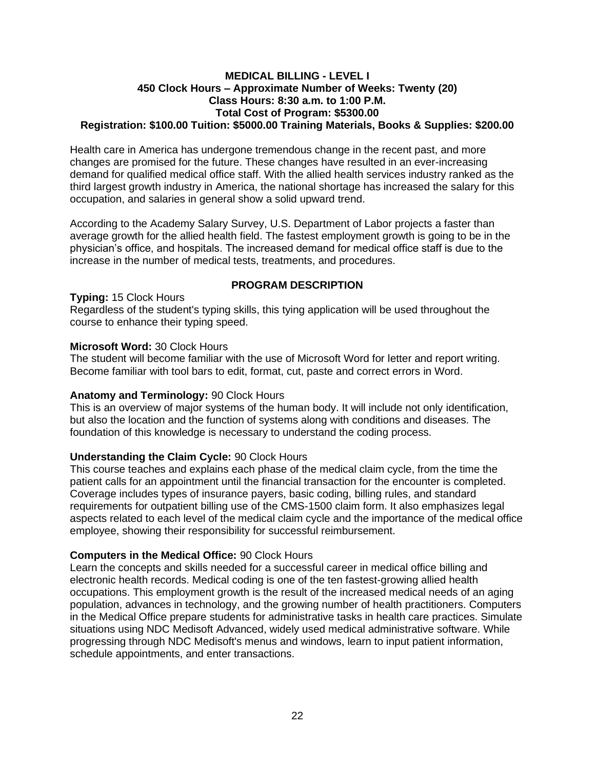## MEDICAL BILLING - LEVEL I

**450 Clock Hours – Approximate Number of Weeks: Twenty (20)**
**Class Hours: 8:30 a.m. to 1:00 P.M.**
**Total Cost of Program: $5300.00**
**Registration: $100.00 Tuition: $5000.00 Training Materials, Books & Supplies: $200.00**

Health care in America has undergone tremendous change in the recent past, and more changes are promised for the future. These changes have resulted in an ever-increasing demand for qualified medical office staff. With the allied health services industry ranked as the third largest growth industry in America, the national shortage has increased the salary for this occupation, and salaries in general show a solid upward trend.

According to the Academy Salary Survey, U.S. Department of Labor projects a faster than average growth for the allied health field. The fastest employment growth is going to be in the physician's office, and hospitals. The increased demand for medical office staff is due to the increase in the number of medical tests, treatments, and procedures.

### PROGRAM DESCRIPTION

**Typing:** 15 Clock Hours
Regardless of the student's typing skills, this tying application will be used throughout the course to enhance their typing speed.

**Microsoft Word:** 30 Clock Hours
The student will become familiar with the use of Microsoft Word for letter and report writing. Become familiar with tool bars to edit, format, cut, paste and correct errors in Word.

**Anatomy and Terminology:** 90 Clock Hours
This is an overview of major systems of the human body. It will include not only identification, but also the location and the function of systems along with conditions and diseases. The foundation of this knowledge is necessary to understand the coding process.

**Understanding the Claim Cycle:** 90 Clock Hours
This course teaches and explains each phase of the medical claim cycle, from the time the patient calls for an appointment until the financial transaction for the encounter is completed. Coverage includes types of insurance payers, basic coding, billing rules, and standard requirements for outpatient billing use of the CMS-1500 claim form. It also emphasizes legal aspects related to each level of the medical claim cycle and the importance of the medical office employee, showing their responsibility for successful reimbursement.

**Computers in the Medical Office:** 90 Clock Hours
Learn the concepts and skills needed for a successful career in medical office billing and electronic health records. Medical coding is one of the ten fastest-growing allied health occupations. This employment growth is the result of the increased medical needs of an aging population, advances in technology, and the growing number of health practitioners. Computers in the Medical Office prepare students for administrative tasks in health care practices. Simulate situations using NDC Medisoft Advanced, widely used medical administrative software. While progressing through NDC Medisoft's menus and windows, learn to input patient information, schedule appointments, and enter transactions.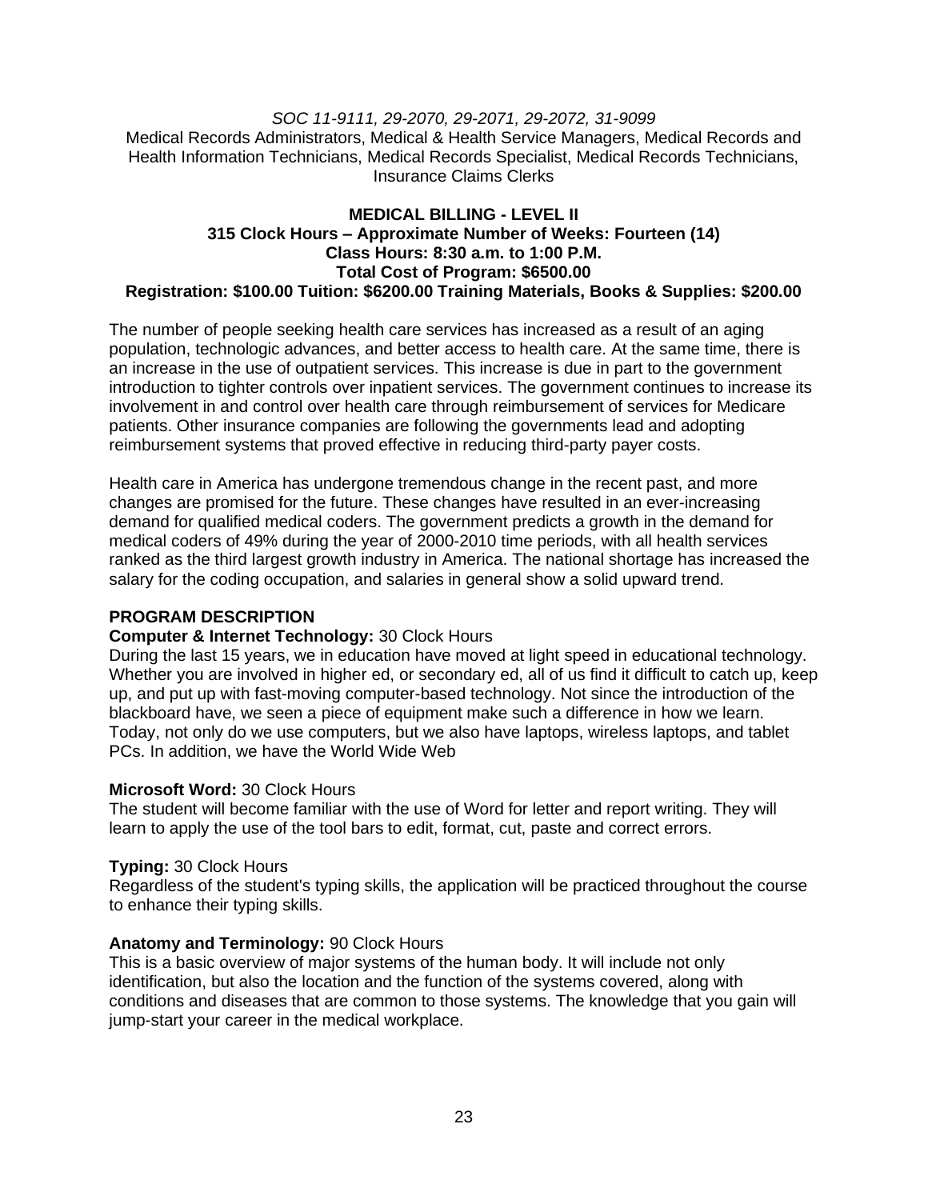*SOC 11-9111, 29-2070, 29-2071, 29-2072, 31-9099*

Medical Records Administrators, Medical & Health Service Managers, Medical Records and Health Information Technicians, Medical Records Specialist, Medical Records Technicians, Insurance Claims Clerks

**MEDICAL BILLING - LEVEL II**
**315 Clock Hours – Approximate Number of Weeks: Fourteen (14)**
**Class Hours: 8:30 a.m. to 1:00 P.M.**
**Total Cost of Program: $6500.00**
**Registration: $100.00 Tuition: $6200.00 Training Materials, Books & Supplies: $200.00**

The number of people seeking health care services has increased as a result of an aging population, technologic advances, and better access to health care. At the same time, there is an increase in the use of outpatient services. This increase is due in part to the government introduction to tighter controls over inpatient services. The government continues to increase its involvement in and control over health care through reimbursement of services for Medicare patients. Other insurance companies are following the governments lead and adopting reimbursement systems that proved effective in reducing third-party payer costs.

Health care in America has undergone tremendous change in the recent past, and more changes are promised for the future. These changes have resulted in an ever-increasing demand for qualified medical coders. The government predicts a growth in the demand for medical coders of 49% during the year of 2000-2010 time periods, with all health services ranked as the third largest growth industry in America. The national shortage has increased the salary for the coding occupation, and salaries in general show a solid upward trend.

**PROGRAM DESCRIPTION**

**Computer & Internet Technology:** 30 Clock Hours
During the last 15 years, we in education have moved at light speed in educational technology. Whether you are involved in higher ed, or secondary ed, all of us find it difficult to catch up, keep up, and put up with fast-moving computer-based technology. Not since the introduction of the blackboard have, we seen a piece of equipment make such a difference in how we learn. Today, not only do we use computers, but we also have laptops, wireless laptops, and tablet PCs. In addition, we have the World Wide Web

**Microsoft Word:** 30 Clock Hours
The student will become familiar with the use of Word for letter and report writing. They will learn to apply the use of the tool bars to edit, format, cut, paste and correct errors.

**Typing:** 30 Clock Hours
Regardless of the student's typing skills, the application will be practiced throughout the course to enhance their typing skills.

**Anatomy and Terminology:** 90 Clock Hours
This is a basic overview of major systems of the human body. It will include not only identification, but also the location and the function of the systems covered, along with conditions and diseases that are common to those systems. The knowledge that you gain will jump-start your career in the medical workplace.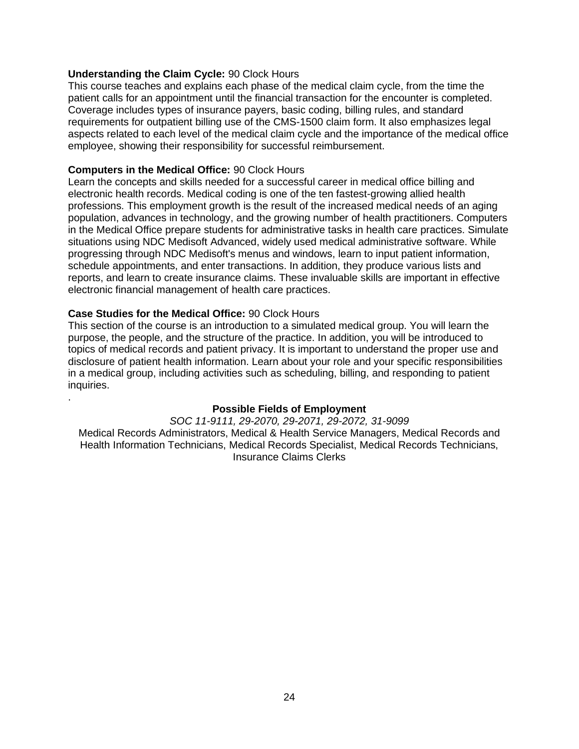**Understanding the Claim Cycle:** 90 Clock Hours
This course teaches and explains each phase of the medical claim cycle, from the time the patient calls for an appointment until the financial transaction for the encounter is completed. Coverage includes types of insurance payers, basic coding, billing rules, and standard requirements for outpatient billing use of the CMS-1500 claim form. It also emphasizes legal aspects related to each level of the medical claim cycle and the importance of the medical office employee, showing their responsibility for successful reimbursement.

**Computers in the Medical Office:** 90 Clock Hours
Learn the concepts and skills needed for a successful career in medical office billing and electronic health records. Medical coding is one of the ten fastest-growing allied health professions. This employment growth is the result of the increased medical needs of an aging population, advances in technology, and the growing number of health practitioners. Computers in the Medical Office prepare students for administrative tasks in health care practices. Simulate situations using NDC Medisoft Advanced, widely used medical administrative software. While progressing through NDC Medisoft's menus and windows, learn to input patient information, schedule appointments, and enter transactions. In addition, they produce various lists and reports, and learn to create insurance claims. These invaluable skills are important in effective electronic financial management of health care practices.

**Case Studies for the Medical Office:** 90 Clock Hours
This section of the course is an introduction to a simulated medical group. You will learn the purpose, the people, and the structure of the practice. In addition, you will be introduced to topics of medical records and patient privacy. It is important to understand the proper use and disclosure of patient health information. Learn about your role and your specific responsibilities in a medical group, including activities such as scheduling, billing, and responding to patient inquiries.

.

**Possible Fields of Employment**

*SOC 11-9111, 29-2070, 29-2071, 29-2072, 31-9099*

Medical Records Administrators, Medical & Health Service Managers, Medical Records and Health Information Technicians, Medical Records Specialist, Medical Records Technicians, Insurance Claims Clerks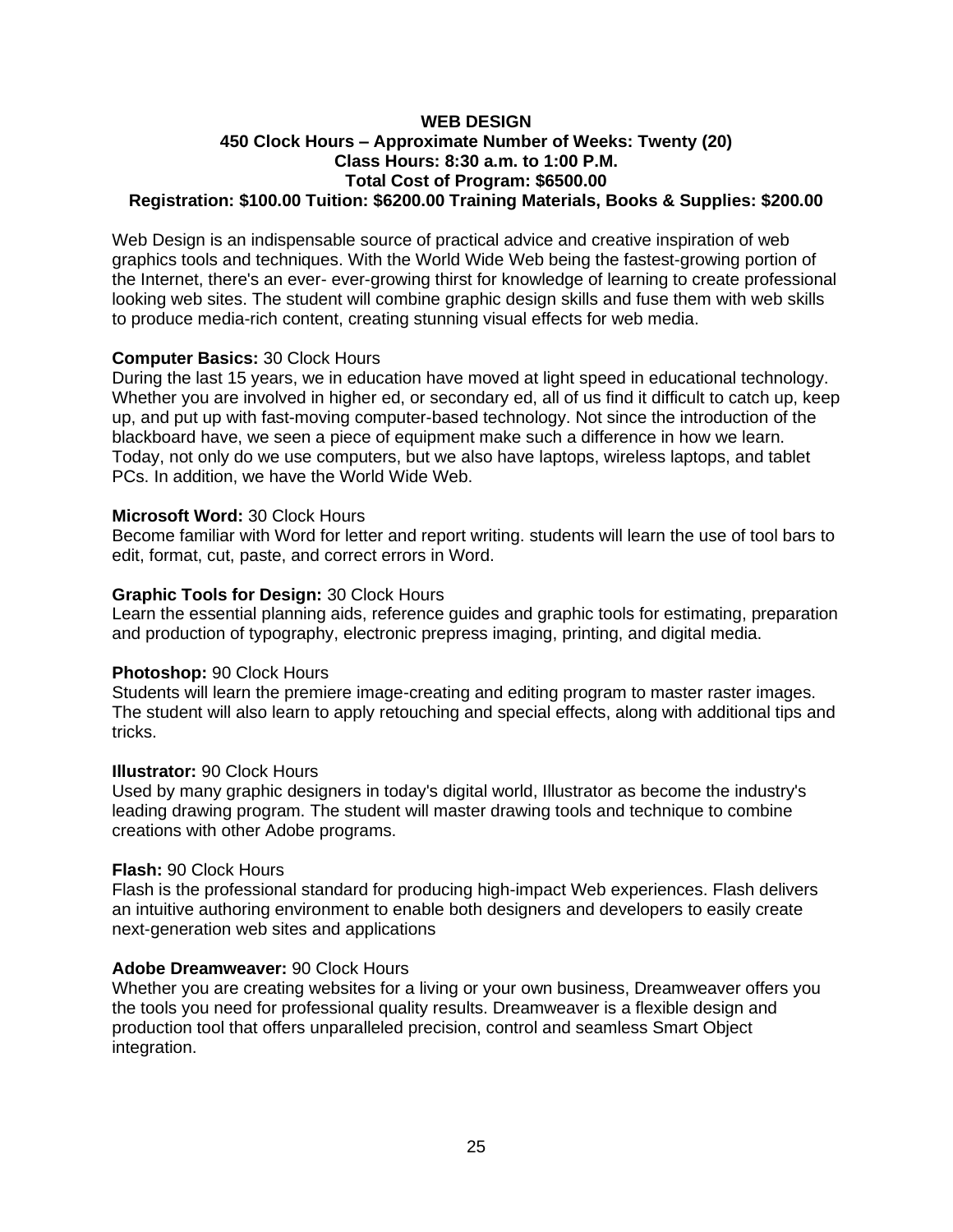# WEB DESIGN

**450 Clock Hours – Approximate Number of Weeks: Twenty (20)**
**Class Hours: 8:30 a.m. to 1:00 P.M.**
**Total Cost of Program: $6500.00**
**Registration: $100.00 Tuition: $6200.00 Training Materials, Books & Supplies: $200.00**

Web Design is an indispensable source of practical advice and creative inspiration of web graphics tools and techniques. With the World Wide Web being the fastest-growing portion of the Internet, there's an ever- ever-growing thirst for knowledge of learning to create professional looking web sites. The student will combine graphic design skills and fuse them with web skills to produce media-rich content, creating stunning visual effects for web media.

**Computer Basics:** 30 Clock Hours
During the last 15 years, we in education have moved at light speed in educational technology. Whether you are involved in higher ed, or secondary ed, all of us find it difficult to catch up, keep up, and put up with fast-moving computer-based technology. Not since the introduction of the blackboard have, we seen a piece of equipment make such a difference in how we learn. Today, not only do we use computers, but we also have laptops, wireless laptops, and tablet PCs. In addition, we have the World Wide Web.

**Microsoft Word:** 30 Clock Hours
Become familiar with Word for letter and report writing. students will learn the use of tool bars to edit, format, cut, paste, and correct errors in Word.

**Graphic Tools for Design:** 30 Clock Hours
Learn the essential planning aids, reference guides and graphic tools for estimating, preparation and production of typography, electronic prepress imaging, printing, and digital media.

**Photoshop:** 90 Clock Hours
Students will learn the premiere image-creating and editing program to master raster images. The student will also learn to apply retouching and special effects, along with additional tips and tricks.

**Illustrator:** 90 Clock Hours
Used by many graphic designers in today's digital world, Illustrator as become the industry's leading drawing program. The student will master drawing tools and technique to combine creations with other Adobe programs.

**Flash:** 90 Clock Hours
Flash is the professional standard for producing high-impact Web experiences. Flash delivers an intuitive authoring environment to enable both designers and developers to easily create next-generation web sites and applications

**Adobe Dreamweaver:** 90 Clock Hours
Whether you are creating websites for a living or your own business, Dreamweaver offers you the tools you need for professional quality results. Dreamweaver is a flexible design and production tool that offers unparalleled precision, control and seamless Smart Object integration.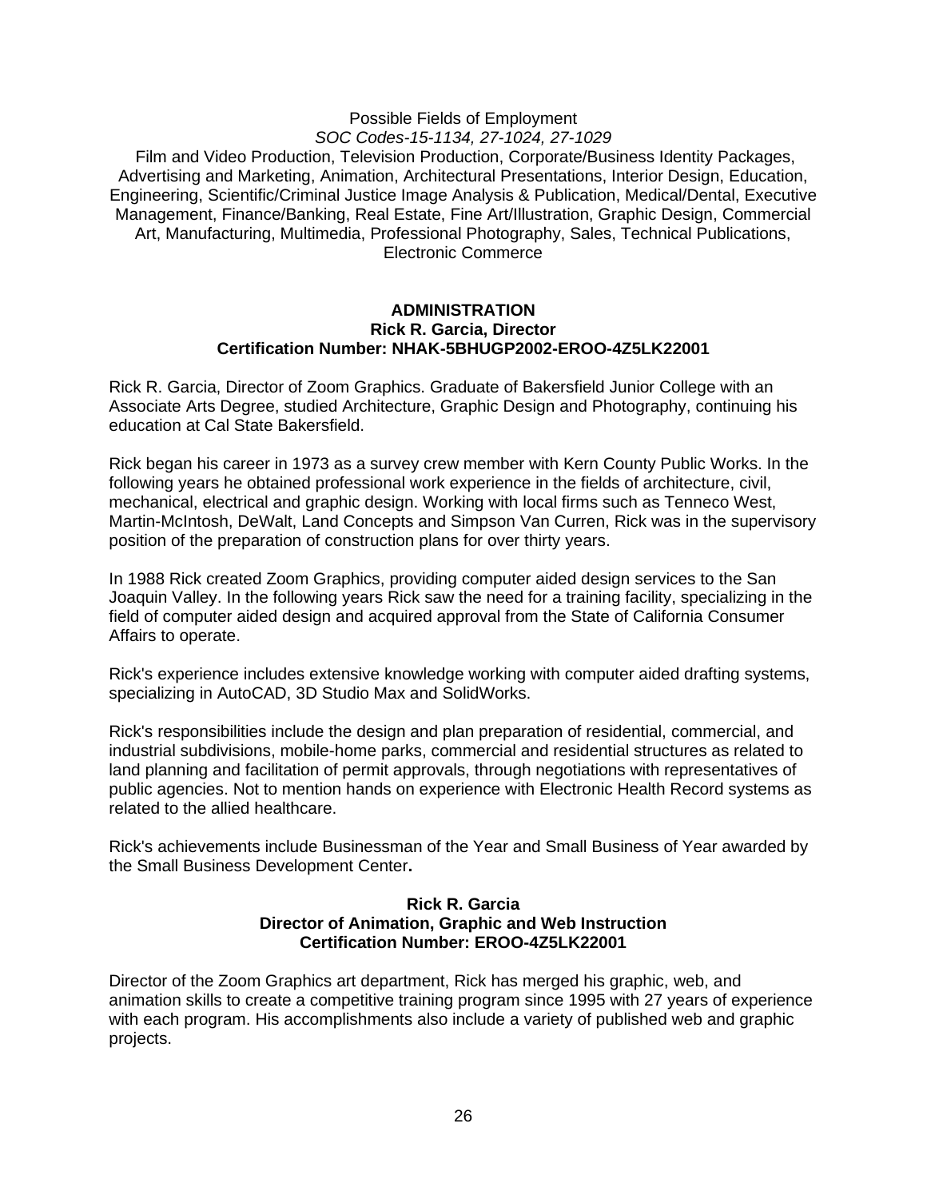Possible Fields of Employment

*SOC Codes-15-1134, 27-1024, 27-1029*

Film and Video Production, Television Production, Corporate/Business Identity Packages, Advertising and Marketing, Animation, Architectural Presentations, Interior Design, Education, Engineering, Scientific/Criminal Justice Image Analysis & Publication, Medical/Dental, Executive Management, Finance/Banking, Real Estate, Fine Art/Illustration, Graphic Design, Commercial Art, Manufacturing, Multimedia, Professional Photography, Sales, Technical Publications, Electronic Commerce

## ADMINISTRATION

**Rick R. Garcia, Director**

**Certification Number: NHAK-5BHUGP2002-EROO-4Z5LK22001**

Rick R. Garcia, Director of Zoom Graphics. Graduate of Bakersfield Junior College with an Associate Arts Degree, studied Architecture, Graphic Design and Photography, continuing his education at Cal State Bakersfield.

Rick began his career in 1973 as a survey crew member with Kern County Public Works. In the following years he obtained professional work experience in the fields of architecture, civil, mechanical, electrical and graphic design. Working with local firms such as Tenneco West, Martin-McIntosh, DeWalt, Land Concepts and Simpson Van Curren, Rick was in the supervisory position of the preparation of construction plans for over thirty years.

In 1988 Rick created Zoom Graphics, providing computer aided design services to the San Joaquin Valley. In the following years Rick saw the need for a training facility, specializing in the field of computer aided design and acquired approval from the State of California Consumer Affairs to operate.

Rick's experience includes extensive knowledge working with computer aided drafting systems, specializing in AutoCAD, 3D Studio Max and SolidWorks.

Rick's responsibilities include the design and plan preparation of residential, commercial, and industrial subdivisions, mobile-home parks, commercial and residential structures as related to land planning and facilitation of permit approvals, through negotiations with representatives of public agencies. Not to mention hands on experience with Electronic Health Record systems as related to the allied healthcare.

Rick's achievements include Businessman of the Year and Small Business of Year awarded by the Small Business Development Center**.**

**Rick R. Garcia**

**Director of Animation, Graphic and Web Instruction**

**Certification Number: EROO-4Z5LK22001**

Director of the Zoom Graphics art department, Rick has merged his graphic, web, and animation skills to create a competitive training program since 1995 with 27 years of experience with each program. His accomplishments also include a variety of published web and graphic projects.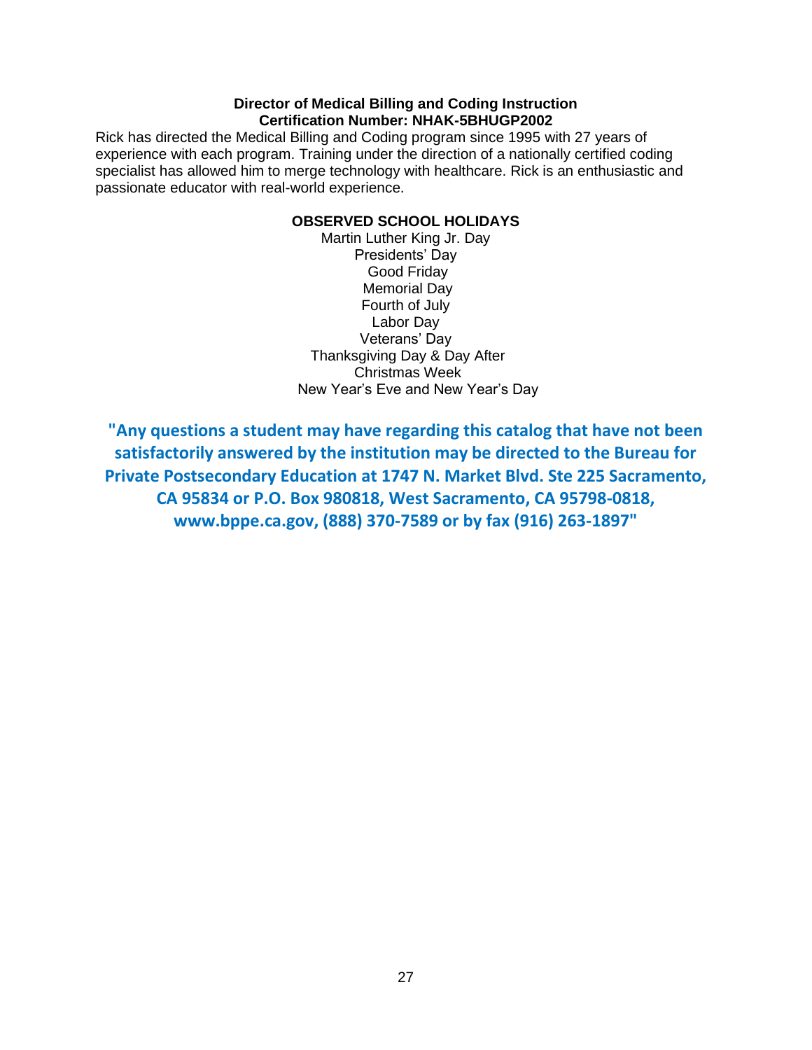**Director of Medical Billing and Coding Instruction**
**Certification Number: NHAK-5BHUGP2002**

Rick has directed the Medical Billing and Coding program since 1995 with 27 years of experience with each program. Training under the direction of a nationally certified coding specialist has allowed him to merge technology with healthcare. Rick is an enthusiastic and passionate educator with real-world experience.

## OBSERVED SCHOOL HOLIDAYS

Martin Luther King Jr. Day
Presidents' Day
Good Friday
Memorial Day
Fourth of July
Labor Day
Veterans' Day
Thanksgiving Day & Day After
Christmas Week
New Year's Eve and New Year's Day

**"Any questions a student may have regarding this catalog that have not been satisfactorily answered by the institution may be directed to the Bureau for Private Postsecondary Education at 1747 N. Market Blvd. Ste 225 Sacramento, CA 95834 or P.O. Box 980818, West Sacramento, CA 95798-0818, www.bppe.ca.gov, (888) 370-7589 or by fax (916) 263-1897"**